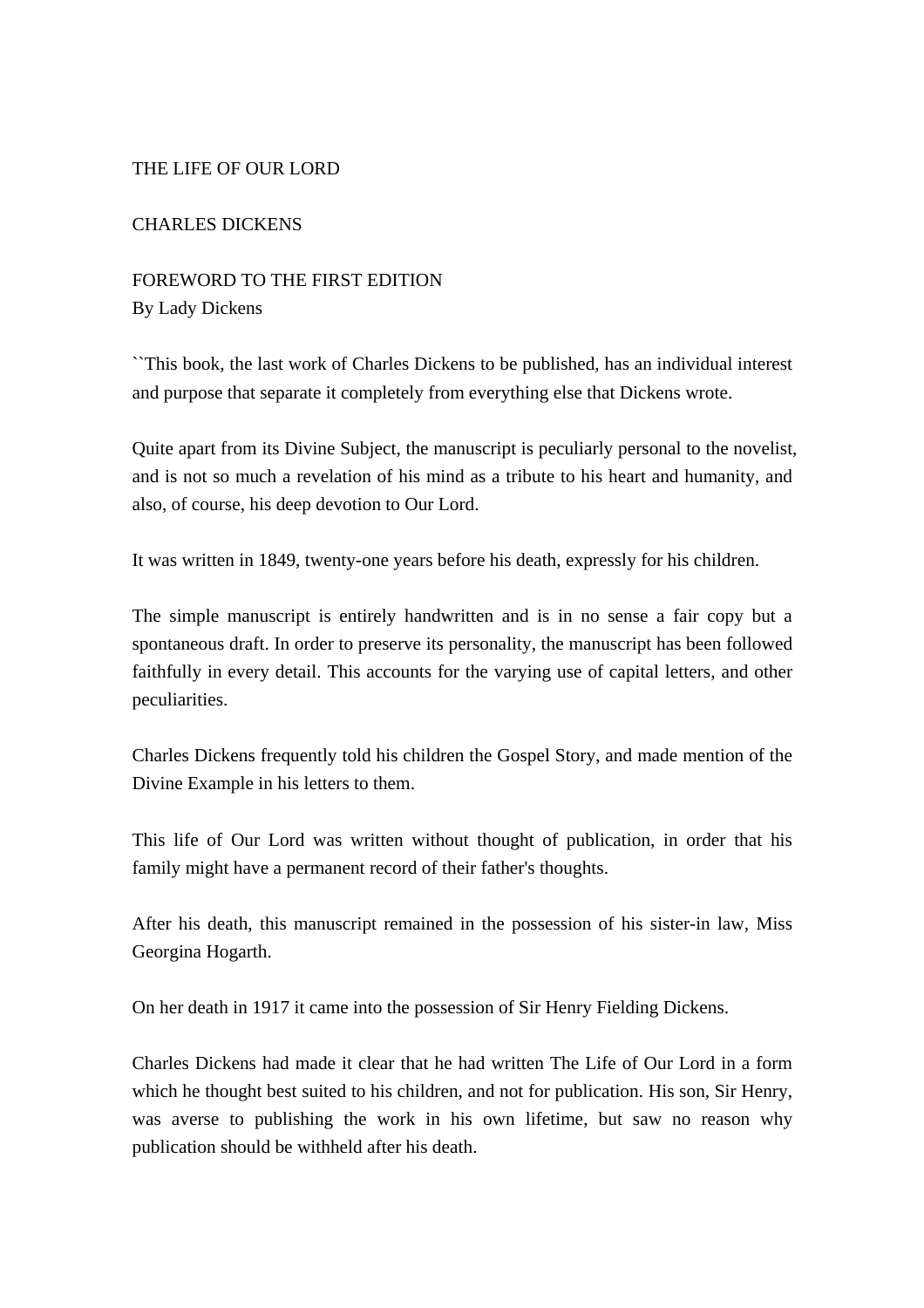# THE LIFE OF OUR LORD

## CHARLES DICKENS

### FOREWORD TO THE FIRST EDITION

By Lady Dickens

``This book, the last work of Charles Dickens to be published, has an individual interest and purpose that separate it completely from everything else that Dickens wrote.

Quite apart from its Divine Subject, the manuscript is peculiarly personal to the novelist, and is not so much a revelation of his mind as a tribute to his heart and humanity, and also, of course, his deep devotion to Our Lord.

It was written in 1849, twenty-one years before his death, expressly for his children.

The simple manuscript is entirely handwritten and is in no sense a fair copy but a spontaneous draft. In order to preserve its personality, the manuscript has been followed faithfully in every detail. This accounts for the varying use of capital letters, and other peculiarities.

Charles Dickens frequently told his children the Gospel Story, and made mention of the Divine Example in his letters to them.

This life of Our Lord was written without thought of publication, in order that his family might have a permanent record of their father's thoughts.

After his death, this manuscript remained in the possession of his sister-in law, Miss Georgina Hogarth.

On her death in 1917 it came into the possession of Sir Henry Fielding Dickens.

Charles Dickens had made it clear that he had written The Life of Our Lord in a form which he thought best suited to his children, and not for publication. His son, Sir Henry, was averse to publishing the work in his own lifetime, but saw no reason why publication should be withheld after his death.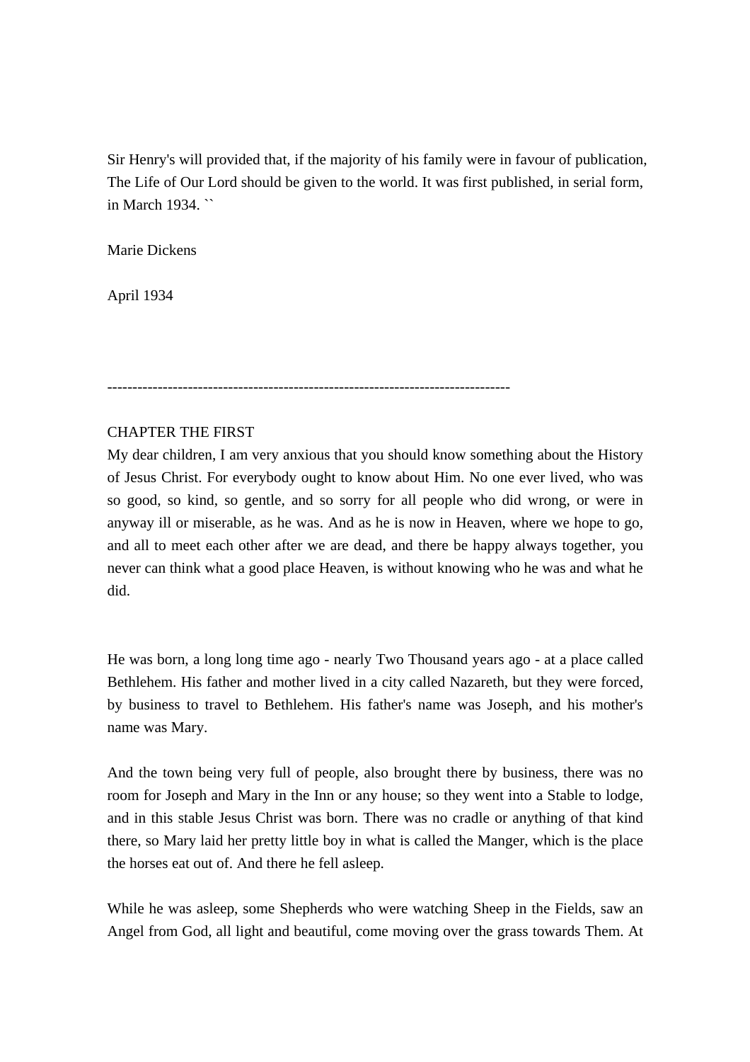Sir Henry's will provided that, if the majority of his family were in favour of publication, The Life of Our Lord should be given to the world. It was first published, in serial form, in March 1934. ``

Marie Dickens

April 1934

--------------------------------------------------------------------------------

## CHAPTER THE FIRST

My dear children, I am very anxious that you should know something about the History of Jesus Christ. For everybody ought to know about Him. No one ever lived, who was so good, so kind, so gentle, and so sorry for all people who did wrong, or were in anyway ill or miserable, as he was. And as he is now in Heaven, where we hope to go, and all to meet each other after we are dead, and there be happy always together, you never can think what a good place Heaven, is without knowing who he was and what he did.

He was born, a long long time ago - nearly Two Thousand years ago - at a place called Bethlehem. His father and mother lived in a city called Nazareth, but they were forced, by business to travel to Bethlehem. His father's name was Joseph, and his mother's name was Mary.

And the town being very full of people, also brought there by business, there was no room for Joseph and Mary in the Inn or any house; so they went into a Stable to lodge, and in this stable Jesus Christ was born. There was no cradle or anything of that kind there, so Mary laid her pretty little boy in what is called the Manger, which is the place the horses eat out of. And there he fell asleep.

While he was asleep, some Shepherds who were watching Sheep in the Fields, saw an Angel from God, all light and beautiful, come moving over the grass towards Them. At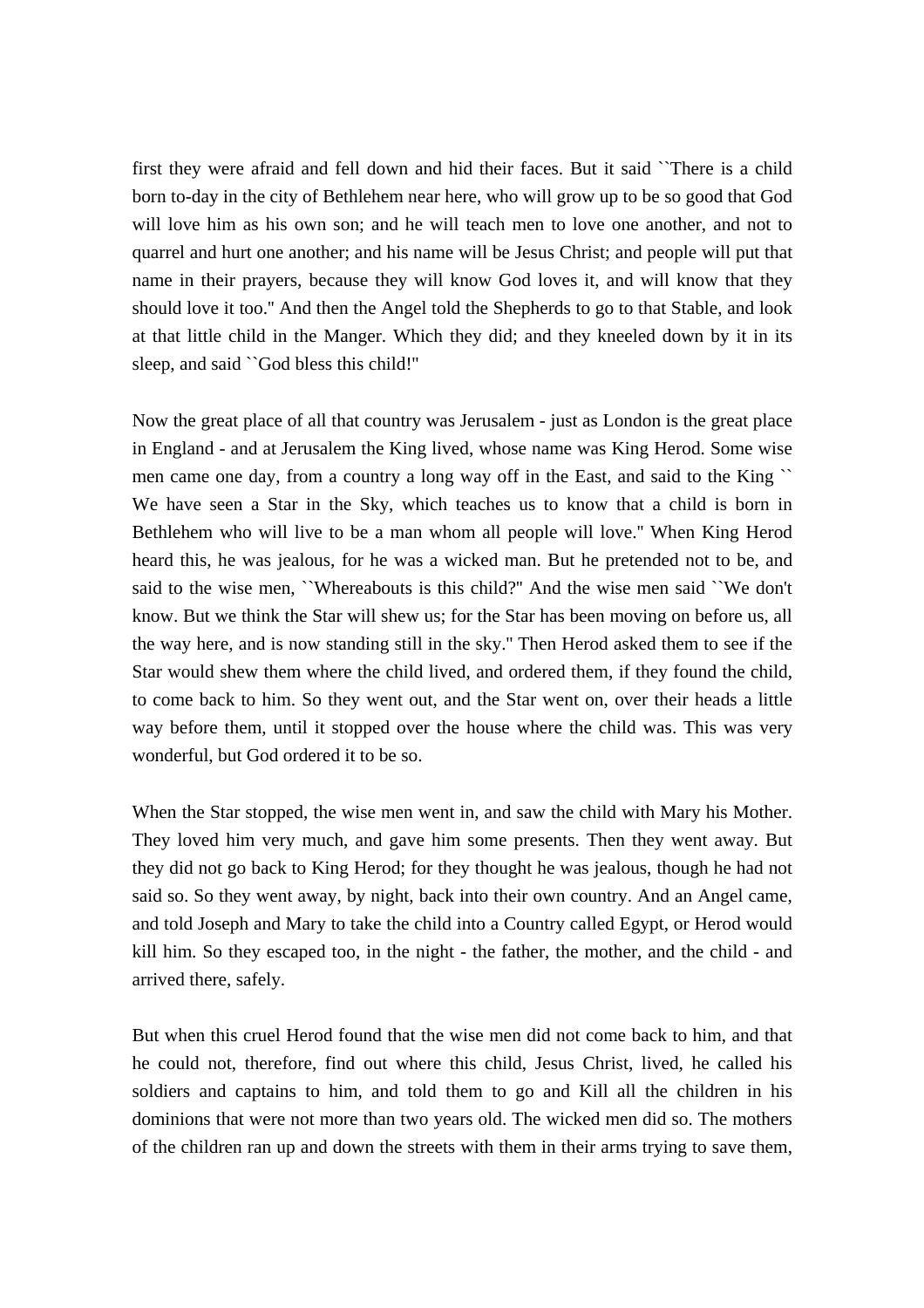first they were afraid and fell down and hid their faces. But it said ``There is a child born to-day in the city of Bethlehem near here, who will grow up to be so good that God will love him as his own son; and he will teach men to love one another, and not to quarrel and hurt one another; and his name will be Jesus Christ; and people will put that name in their prayers, because they will know God loves it, and will know that they should love it too.'' And then the Angel told the Shepherds to go to that Stable, and look at that little child in the Manger. Which they did; and they kneeled down by it in its sleep, and said ``God bless this child!''

Now the great place of all that country was Jerusalem - just as London is the great place in England - and at Jerusalem the King lived, whose name was King Herod. Some wise men came one day, from a country a long way off in the East, and said to the King `` We have seen a Star in the Sky, which teaches us to know that a child is born in Bethlehem who will live to be a man whom all people will love.'' When King Herod heard this, he was jealous, for he was a wicked man. But he pretended not to be, and said to the wise men, ``Whereabouts is this child?'' And the wise men said ``We don't know. But we think the Star will shew us; for the Star has been moving on before us, all the way here, and is now standing still in the sky.'' Then Herod asked them to see if the Star would shew them where the child lived, and ordered them, if they found the child, to come back to him. So they went out, and the Star went on, over their heads a little way before them, until it stopped over the house where the child was. This was very wonderful, but God ordered it to be so.

When the Star stopped, the wise men went in, and saw the child with Mary his Mother. They loved him very much, and gave him some presents. Then they went away. But they did not go back to King Herod; for they thought he was jealous, though he had not said so. So they went away, by night, back into their own country. And an Angel came, and told Joseph and Mary to take the child into a Country called Egypt, or Herod would kill him. So they escaped too, in the night - the father, the mother, and the child - and arrived there, safely.

But when this cruel Herod found that the wise men did not come back to him, and that he could not, therefore, find out where this child, Jesus Christ, lived, he called his soldiers and captains to him, and told them to go and Kill all the children in his dominions that were not more than two years old. The wicked men did so. The mothers of the children ran up and down the streets with them in their arms trying to save them,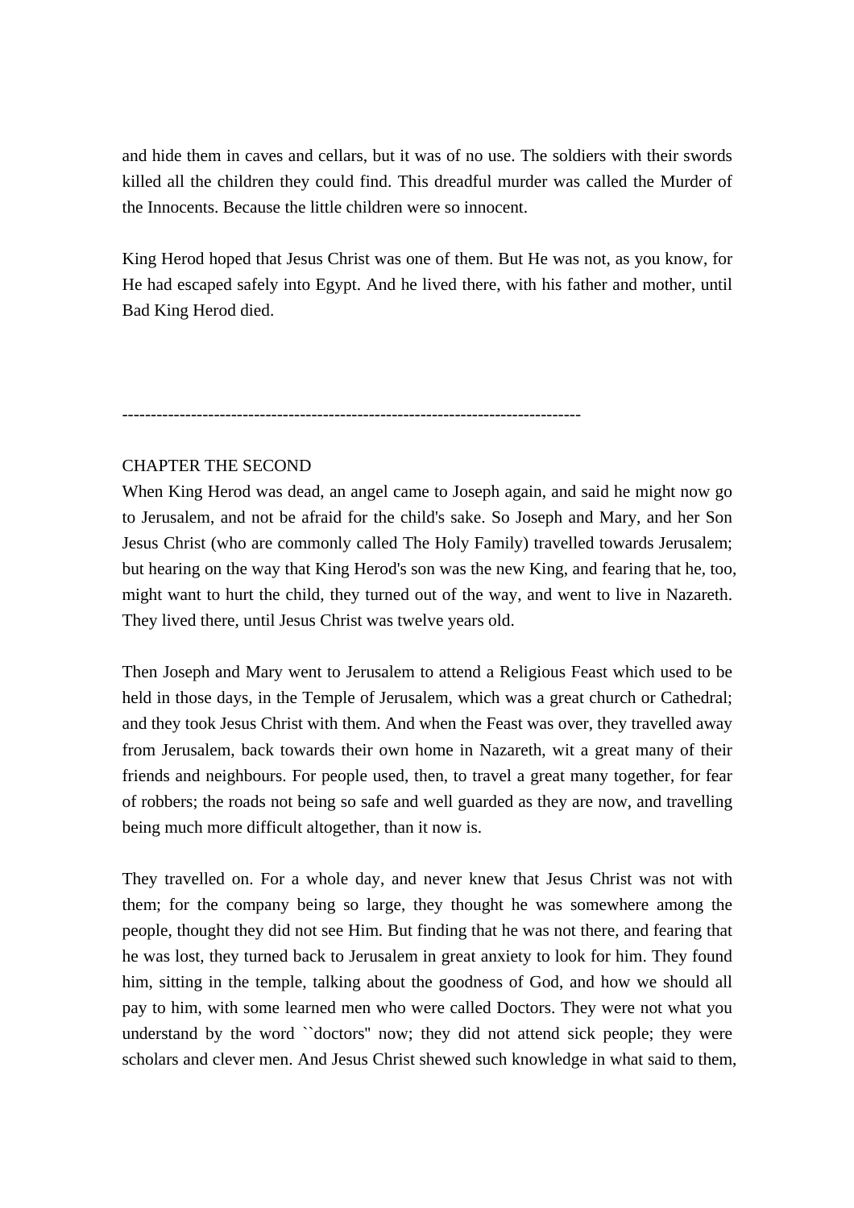and hide them in caves and cellars, but it was of no use. The soldiers with their swords killed all the children they could find. This dreadful murder was called the Murder of the Innocents. Because the little children were so innocent.

King Herod hoped that Jesus Christ was one of them. But He was not, as you know, for He had escaped safely into Egypt. And he lived there, with his father and mother, until Bad King Herod died.

--------------------------------------------------------------------------------

## CHAPTER THE SECOND

When King Herod was dead, an angel came to Joseph again, and said he might now go to Jerusalem, and not be afraid for the child's sake. So Joseph and Mary, and her Son Jesus Christ (who are commonly called The Holy Family) travelled towards Jerusalem; but hearing on the way that King Herod's son was the new King, and fearing that he, too, might want to hurt the child, they turned out of the way, and went to live in Nazareth. They lived there, until Jesus Christ was twelve years old.

Then Joseph and Mary went to Jerusalem to attend a Religious Feast which used to be held in those days, in the Temple of Jerusalem, which was a great church or Cathedral; and they took Jesus Christ with them. And when the Feast was over, they travelled away from Jerusalem, back towards their own home in Nazareth, wit a great many of their friends and neighbours. For people used, then, to travel a great many together, for fear of robbers; the roads not being so safe and well guarded as they are now, and travelling being much more difficult altogether, than it now is.

They travelled on. For a whole day, and never knew that Jesus Christ was not with them; for the company being so large, they thought he was somewhere among the people, thought they did not see Him. But finding that he was not there, and fearing that he was lost, they turned back to Jerusalem in great anxiety to look for him. They found him, sitting in the temple, talking about the goodness of God, and how we should all pay to him, with some learned men who were called Doctors. They were not what you understand by the word ``doctors'' now; they did not attend sick people; they were scholars and clever men. And Jesus Christ shewed such knowledge in what said to them,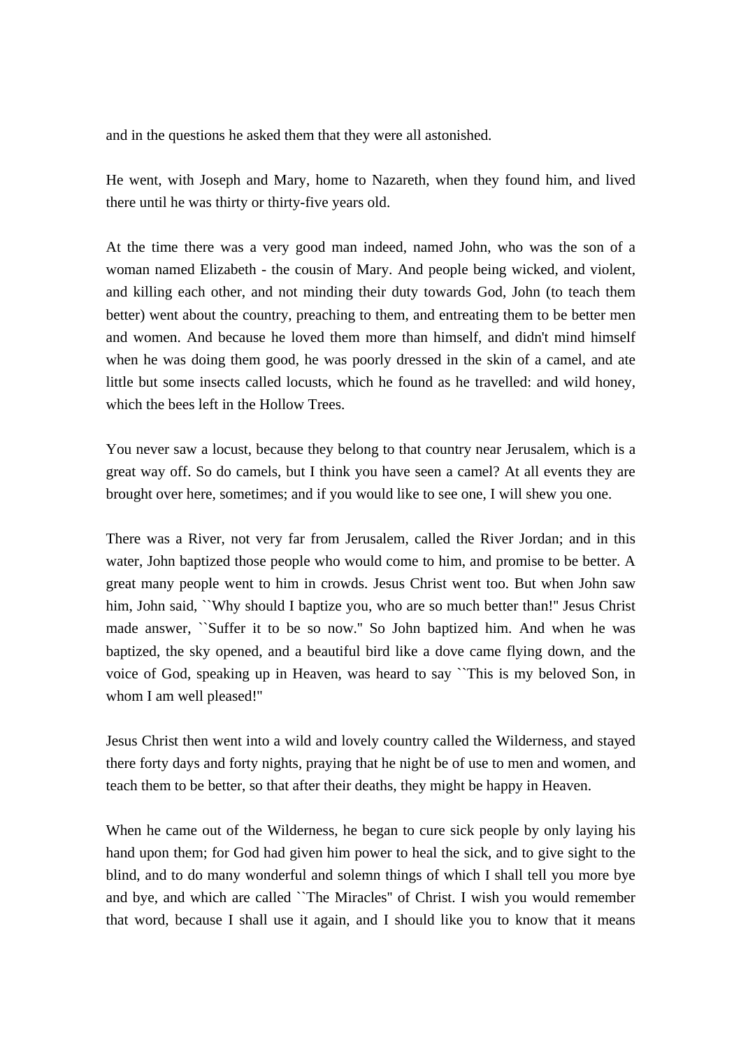and in the questions he asked them that they were all astonished.

He went, with Joseph and Mary, home to Nazareth, when they found him, and lived there until he was thirty or thirty-five years old.

At the time there was a very good man indeed, named John, who was the son of a woman named Elizabeth - the cousin of Mary. And people being wicked, and violent, and killing each other, and not minding their duty towards God, John (to teach them better) went about the country, preaching to them, and entreating them to be better men and women. And because he loved them more than himself, and didn't mind himself when he was doing them good, he was poorly dressed in the skin of a camel, and ate little but some insects called locusts, which he found as he travelled: and wild honey, which the bees left in the Hollow Trees.

You never saw a locust, because they belong to that country near Jerusalem, which is a great way off. So do camels, but I think you have seen a camel? At all events they are brought over here, sometimes; and if you would like to see one, I will shew you one.

There was a River, not very far from Jerusalem, called the River Jordan; and in this water, John baptized those people who would come to him, and promise to be better. A great many people went to him in crowds. Jesus Christ went too. But when John saw him, John said, ``Why should I baptize you, who are so much better than!" Jesus Christ made answer, ``Suffer it to be so now." So John baptized him. And when he was baptized, the sky opened, and a beautiful bird like a dove came flying down, and the voice of God, speaking up in Heaven, was heard to say ``This is my beloved Son, in whom I am well pleased!"

Jesus Christ then went into a wild and lovely country called the Wilderness, and stayed there forty days and forty nights, praying that he night be of use to men and women, and teach them to be better, so that after their deaths, they might be happy in Heaven.

When he came out of the Wilderness, he began to cure sick people by only laying his hand upon them; for God had given him power to heal the sick, and to give sight to the blind, and to do many wonderful and solemn things of which I shall tell you more bye and bye, and which are called ``The Miracles" of Christ. I wish you would remember that word, because I shall use it again, and I should like you to know that it means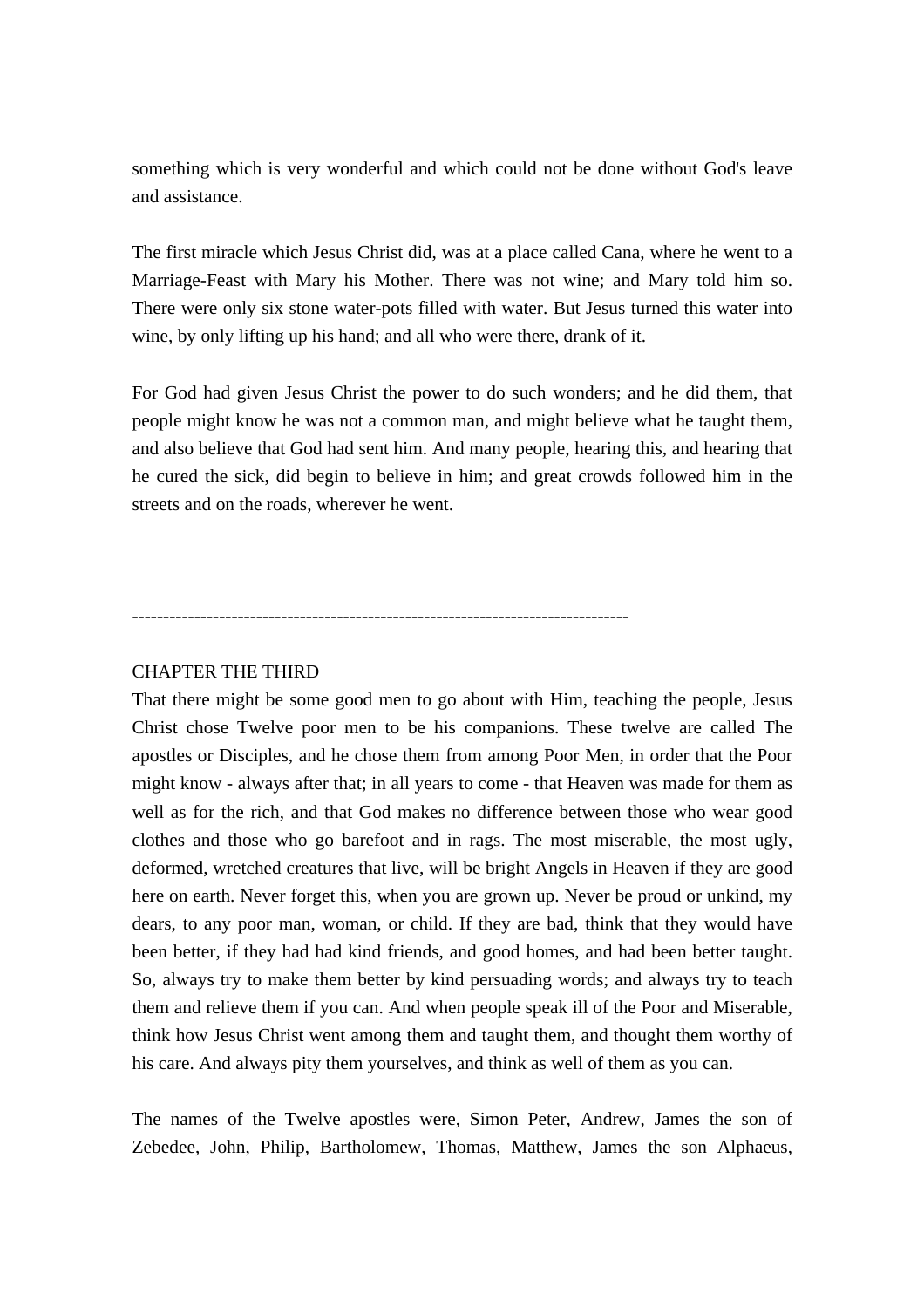something which is very wonderful and which could not be done without God's leave and assistance.

The first miracle which Jesus Christ did, was at a place called Cana, where he went to a Marriage-Feast with Mary his Mother. There was not wine; and Mary told him so. There were only six stone water-pots filled with water. But Jesus turned this water into wine, by only lifting up his hand; and all who were there, drank of it.

For God had given Jesus Christ the power to do such wonders; and he did them, that people might know he was not a common man, and might believe what he taught them, and also believe that God had sent him. And many people, hearing this, and hearing that he cured the sick, did begin to believe in him; and great crowds followed him in the streets and on the roads, wherever he went.

---

## CHAPTER THE THIRD

That there might be some good men to go about with Him, teaching the people, Jesus Christ chose Twelve poor men to be his companions. These twelve are called The apostles or Disciples, and he chose them from among Poor Men, in order that the Poor might know - always after that; in all years to come - that Heaven was made for them as well as for the rich, and that God makes no difference between those who wear good clothes and those who go barefoot and in rags. The most miserable, the most ugly, deformed, wretched creatures that live, will be bright Angels in Heaven if they are good here on earth. Never forget this, when you are grown up. Never be proud or unkind, my dears, to any poor man, woman, or child. If they are bad, think that they would have been better, if they had had kind friends, and good homes, and had been better taught. So, always try to make them better by kind persuading words; and always try to teach them and relieve them if you can. And when people speak ill of the Poor and Miserable, think how Jesus Christ went among them and taught them, and thought them worthy of his care. And always pity them yourselves, and think as well of them as you can.

The names of the Twelve apostles were, Simon Peter, Andrew, James the son of Zebedee, John, Philip, Bartholomew, Thomas, Matthew, James the son Alphaeus,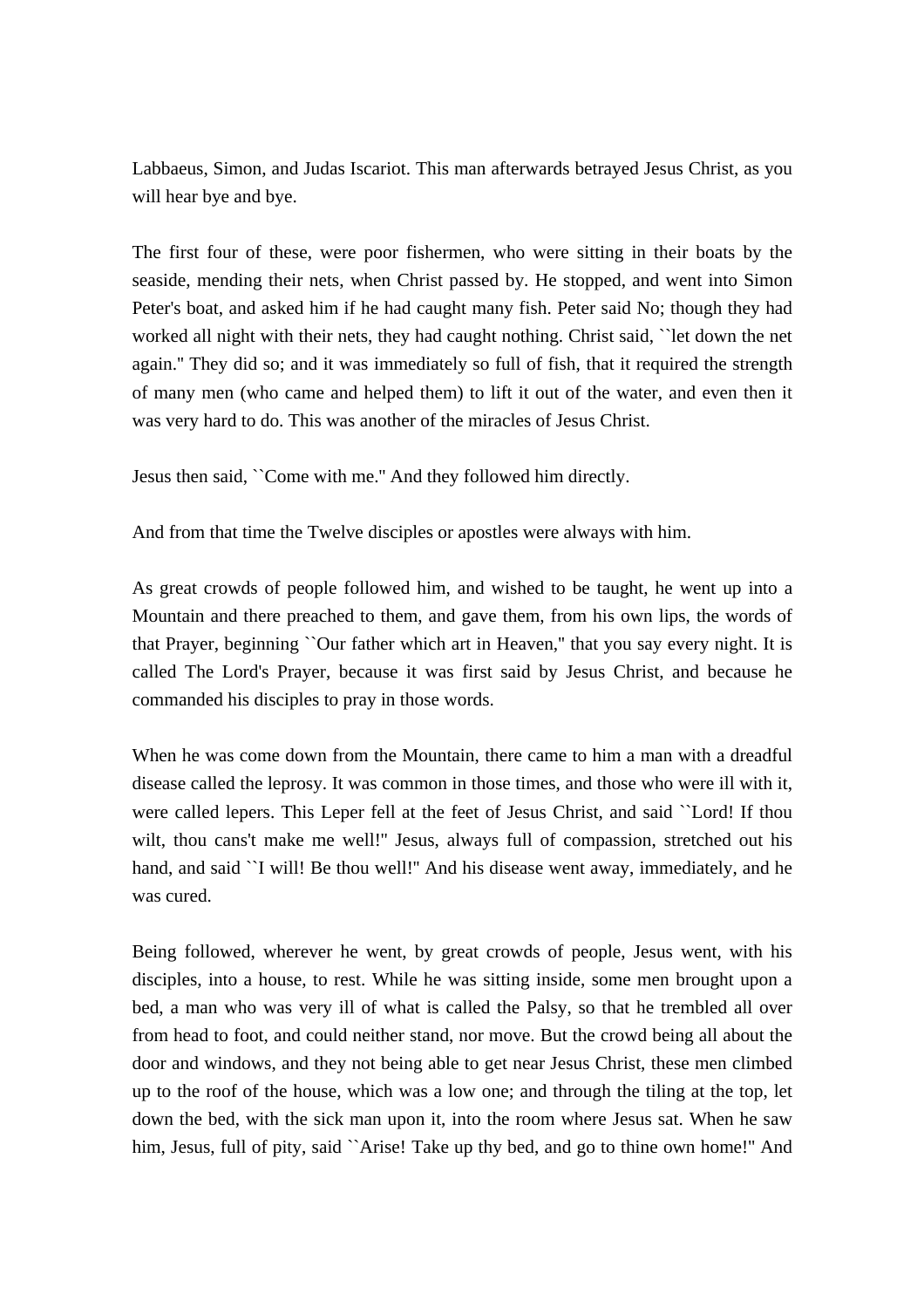Labbaeus, Simon, and Judas Iscariot. This man afterwards betrayed Jesus Christ, as you will hear bye and bye.

The first four of these, were poor fishermen, who were sitting in their boats by the seaside, mending their nets, when Christ passed by. He stopped, and went into Simon Peter's boat, and asked him if he had caught many fish. Peter said No; though they had worked all night with their nets, they had caught nothing. Christ said, ``let down the net again.'' They did so; and it was immediately so full of fish, that it required the strength of many men (who came and helped them) to lift it out of the water, and even then it was very hard to do. This was another of the miracles of Jesus Christ.

Jesus then said, ``Come with me.'' And they followed him directly.

And from that time the Twelve disciples or apostles were always with him.

As great crowds of people followed him, and wished to be taught, he went up into a Mountain and there preached to them, and gave them, from his own lips, the words of that Prayer, beginning ``Our father which art in Heaven,'' that you say every night. It is called The Lord's Prayer, because it was first said by Jesus Christ, and because he commanded his disciples to pray in those words.

When he was come down from the Mountain, there came to him a man with a dreadful disease called the leprosy. It was common in those times, and those who were ill with it, were called lepers. This Leper fell at the feet of Jesus Christ, and said ``Lord! If thou wilt, thou cans't make me well!'' Jesus, always full of compassion, stretched out his hand, and said ``I will! Be thou well!'' And his disease went away, immediately, and he was cured.

Being followed, wherever he went, by great crowds of people, Jesus went, with his disciples, into a house, to rest. While he was sitting inside, some men brought upon a bed, a man who was very ill of what is called the Palsy, so that he trembled all over from head to foot, and could neither stand, nor move. But the crowd being all about the door and windows, and they not being able to get near Jesus Christ, these men climbed up to the roof of the house, which was a low one; and through the tiling at the top, let down the bed, with the sick man upon it, into the room where Jesus sat. When he saw him, Jesus, full of pity, said ``Arise! Take up thy bed, and go to thine own home!'' And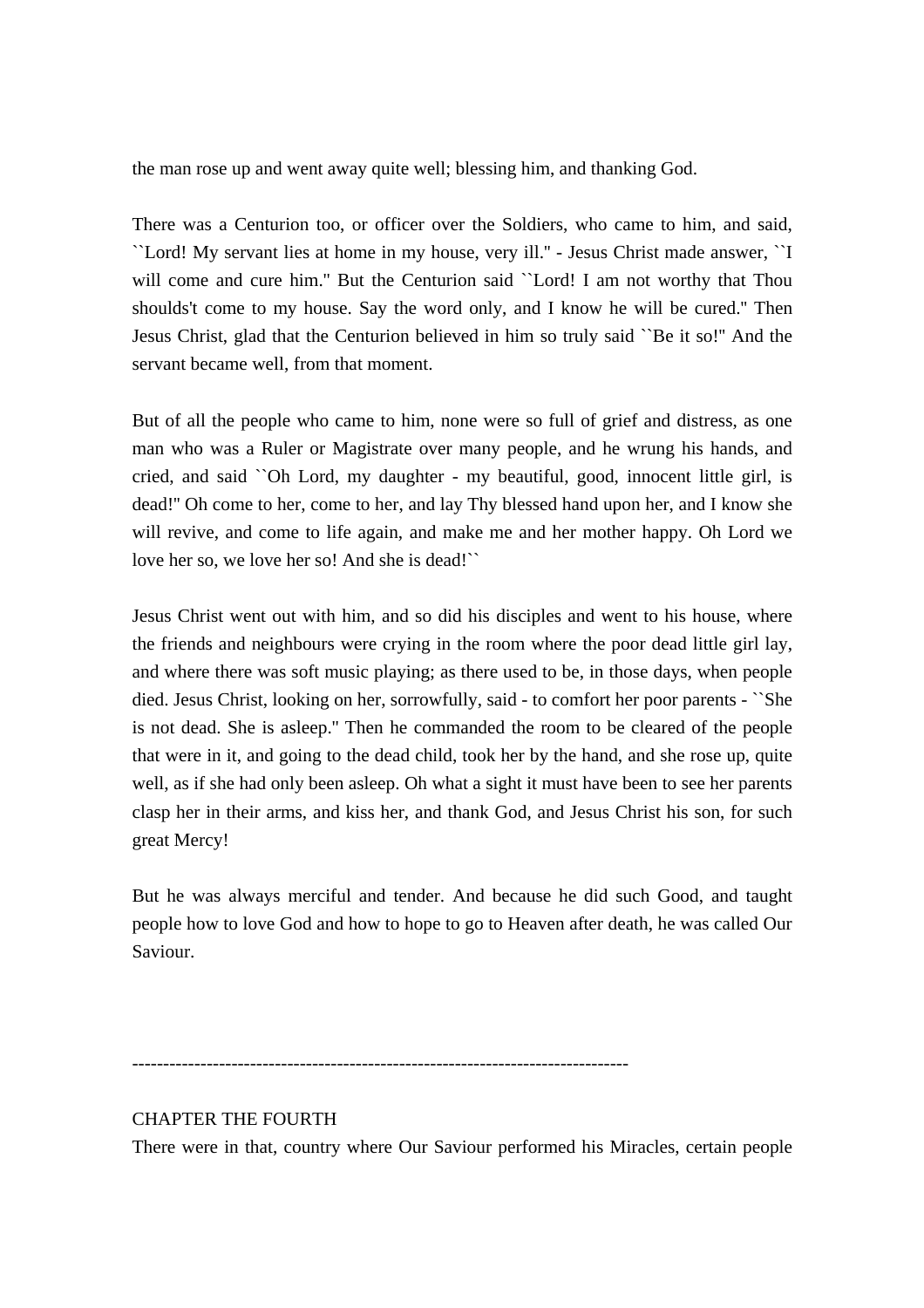the man rose up and went away quite well; blessing him, and thanking God.

There was a Centurion too, or officer over the Soldiers, who came to him, and said, ``Lord! My servant lies at home in my house, very ill.'' - Jesus Christ made answer, ``I will come and cure him.'' But the Centurion said ``Lord! I am not worthy that Thou shoulds't come to my house. Say the word only, and I know he will be cured.'' Then Jesus Christ, glad that the Centurion believed in him so truly said ``Be it so!'' And the servant became well, from that moment.

But of all the people who came to him, none were so full of grief and distress, as one man who was a Ruler or Magistrate over many people, and he wrung his hands, and cried, and said ``Oh Lord, my daughter - my beautiful, good, innocent little girl, is dead!'' Oh come to her, come to her, and lay Thy blessed hand upon her, and I know she will revive, and come to life again, and make me and her mother happy. Oh Lord we love her so, we love her so! And she is dead!``

Jesus Christ went out with him, and so did his disciples and went to his house, where the friends and neighbours were crying in the room where the poor dead little girl lay, and where there was soft music playing; as there used to be, in those days, when people died. Jesus Christ, looking on her, sorrowfully, said - to comfort her poor parents - ``She is not dead. She is asleep.'' Then he commanded the room to be cleared of the people that were in it, and going to the dead child, took her by the hand, and she rose up, quite well, as if she had only been asleep. Oh what a sight it must have been to see her parents clasp her in their arms, and kiss her, and thank God, and Jesus Christ his son, for such great Mercy!

But he was always merciful and tender. And because he did such Good, and taught people how to love God and how to hope to go to Heaven after death, he was called Our Saviour.

---

## CHAPTER THE FOURTH

There were in that, country where Our Saviour performed his Miracles, certain people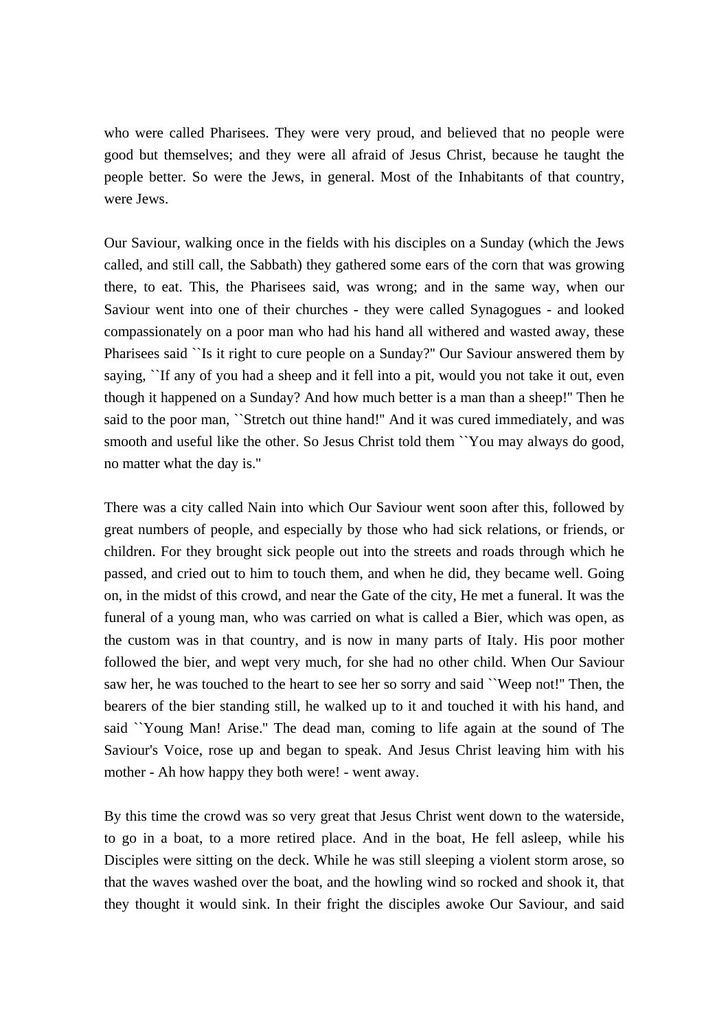who were called Pharisees. They were very proud, and believed that no people were good but themselves; and they were all afraid of Jesus Christ, because he taught the people better. So were the Jews, in general. Most of the Inhabitants of that country, were Jews.

Our Saviour, walking once in the fields with his disciples on a Sunday (which the Jews called, and still call, the Sabbath) they gathered some ears of the corn that was growing there, to eat. This, the Pharisees said, was wrong; and in the same way, when our Saviour went into one of their churches - they were called Synagogues - and looked compassionately on a poor man who had his hand all withered and wasted away, these Pharisees said ``Is it right to cure people on a Sunday?'' Our Saviour answered them by saying, ``If any of you had a sheep and it fell into a pit, would you not take it out, even though it happened on a Sunday? And how much better is a man than a sheep!'' Then he said to the poor man, ``Stretch out thine hand!'' And it was cured immediately, and was smooth and useful like the other. So Jesus Christ told them ``You may always do good, no matter what the day is.''

There was a city called Nain into which Our Saviour went soon after this, followed by great numbers of people, and especially by those who had sick relations, or friends, or children. For they brought sick people out into the streets and roads through which he passed, and cried out to him to touch them, and when he did, they became well. Going on, in the midst of this crowd, and near the Gate of the city, He met a funeral. It was the funeral of a young man, who was carried on what is called a Bier, which was open, as the custom was in that country, and is now in many parts of Italy. His poor mother followed the bier, and wept very much, for she had no other child. When Our Saviour saw her, he was touched to the heart to see her so sorry and said ``Weep not!'' Then, the bearers of the bier standing still, he walked up to it and touched it with his hand, and said ``Young Man! Arise.'' The dead man, coming to life again at the sound of The Saviour's Voice, rose up and began to speak. And Jesus Christ leaving him with his mother - Ah how happy they both were! - went away.

By this time the crowd was so very great that Jesus Christ went down to the waterside, to go in a boat, to a more retired place. And in the boat, He fell asleep, while his Disciples were sitting on the deck. While he was still sleeping a violent storm arose, so that the waves washed over the boat, and the howling wind so rocked and shook it, that they thought it would sink. In their fright the disciples awoke Our Saviour, and said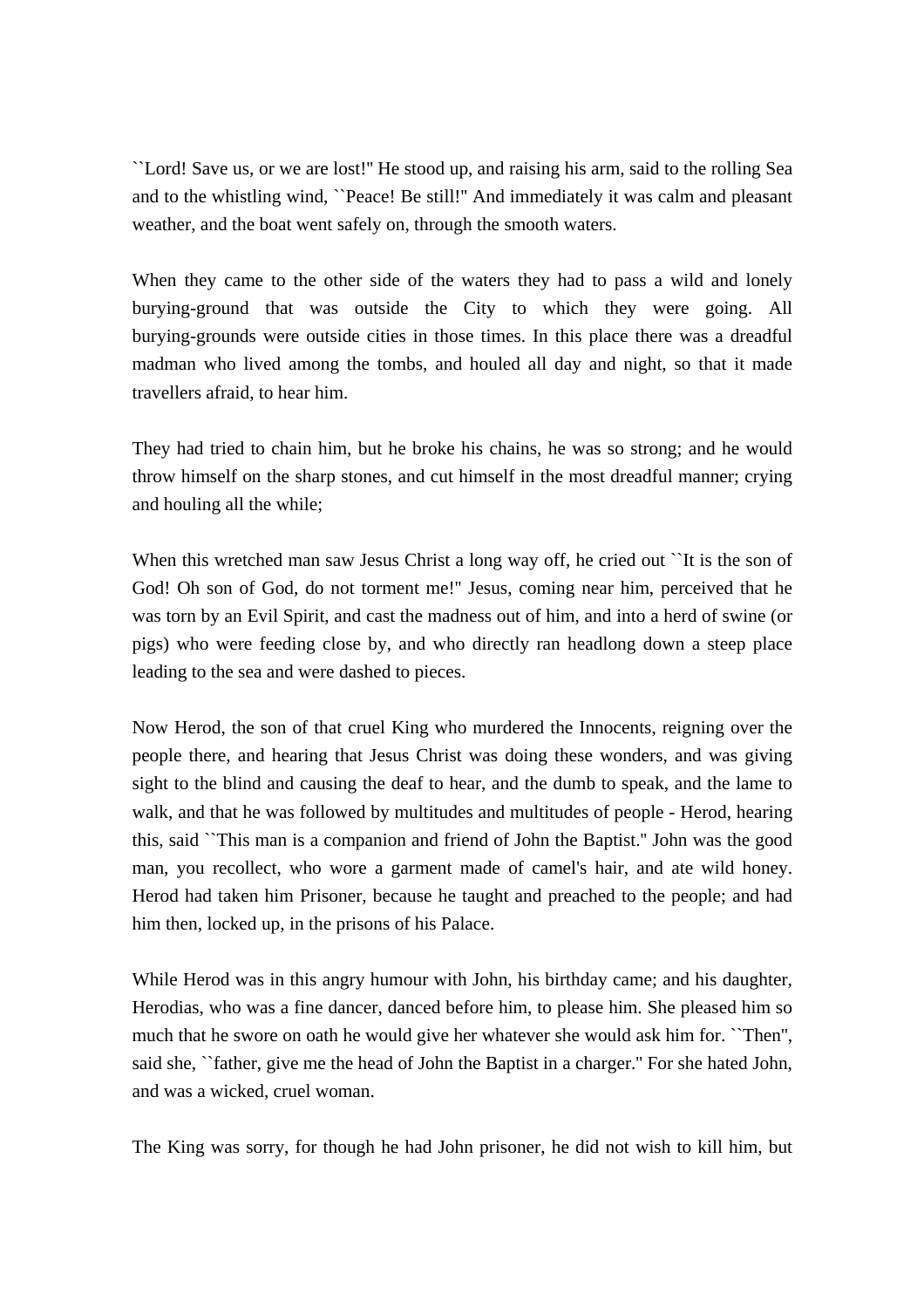``Lord! Save us, or we are lost!" He stood up, and raising his arm, said to the rolling Sea and to the whistling wind, ``Peace! Be still!" And immediately it was calm and pleasant weather, and the boat went safely on, through the smooth waters.

When they came to the other side of the waters they had to pass a wild and lonely burying-ground that was outside the City to which they were going. All burying-grounds were outside cities in those times. In this place there was a dreadful madman who lived among the tombs, and houled all day and night, so that it made travellers afraid, to hear him.

They had tried to chain him, but he broke his chains, he was so strong; and he would throw himself on the sharp stones, and cut himself in the most dreadful manner; crying and houling all the while;

When this wretched man saw Jesus Christ a long way off, he cried out ``It is the son of God! Oh son of God, do not torment me!" Jesus, coming near him, perceived that he was torn by an Evil Spirit, and cast the madness out of him, and into a herd of swine (or pigs) who were feeding close by, and who directly ran headlong down a steep place leading to the sea and were dashed to pieces.

Now Herod, the son of that cruel King who murdered the Innocents, reigning over the people there, and hearing that Jesus Christ was doing these wonders, and was giving sight to the blind and causing the deaf to hear, and the dumb to speak, and the lame to walk, and that he was followed by multitudes and multitudes of people - Herod, hearing this, said ``This man is a companion and friend of John the Baptist." John was the good man, you recollect, who wore a garment made of camel's hair, and ate wild honey. Herod had taken him Prisoner, because he taught and preached to the people; and had him then, locked up, in the prisons of his Palace.

While Herod was in this angry humour with John, his birthday came; and his daughter, Herodias, who was a fine dancer, danced before him, to please him. She pleased him so much that he swore on oath he would give her whatever she would ask him for. ``Then", said she, ``father, give me the head of John the Baptist in a charger." For she hated John, and was a wicked, cruel woman.

The King was sorry, for though he had John prisoner, he did not wish to kill him, but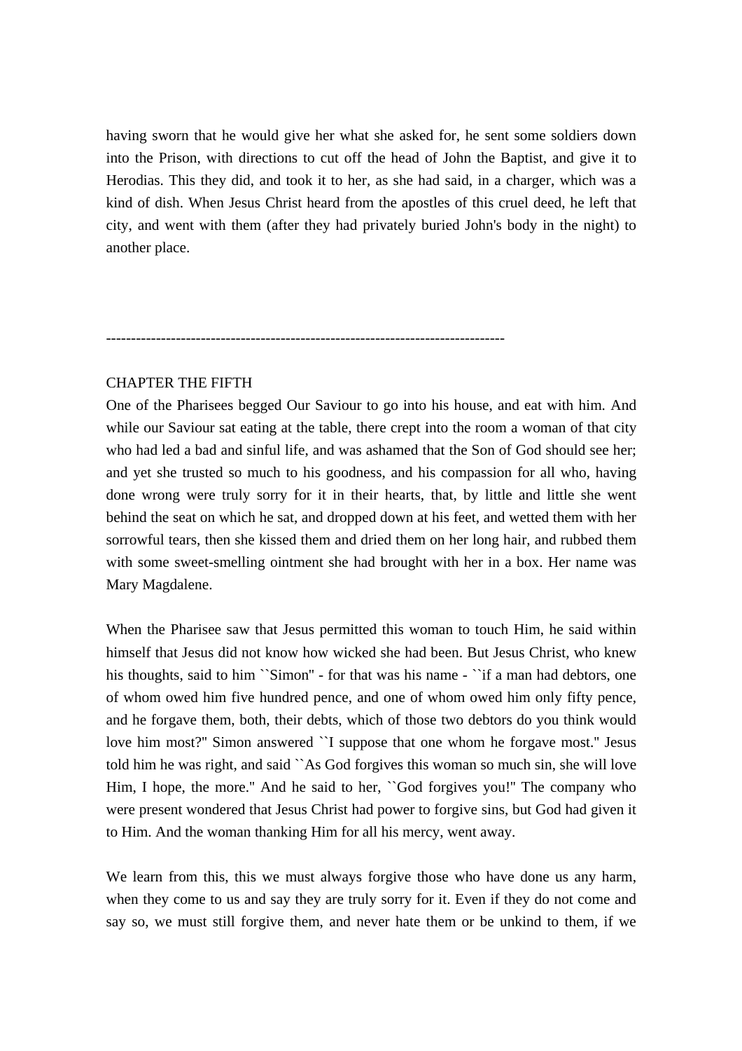having sworn that he would give her what she asked for, he sent some soldiers down into the Prison, with directions to cut off the head of John the Baptist, and give it to Herodias. This they did, and took it to her, as she had said, in a charger, which was a kind of dish. When Jesus Christ heard from the apostles of this cruel deed, he left that city, and went with them (after they had privately buried John's body in the night) to another place.

--------------------------------------------------------------------------------

## CHAPTER THE FIFTH

One of the Pharisees begged Our Saviour to go into his house, and eat with him. And while our Saviour sat eating at the table, there crept into the room a woman of that city who had led a bad and sinful life, and was ashamed that the Son of God should see her; and yet she trusted so much to his goodness, and his compassion for all who, having done wrong were truly sorry for it in their hearts, that, by little and little she went behind the seat on which he sat, and dropped down at his feet, and wetted them with her sorrowful tears, then she kissed them and dried them on her long hair, and rubbed them with some sweet-smelling ointment she had brought with her in a box. Her name was Mary Magdalene.

When the Pharisee saw that Jesus permitted this woman to touch Him, he said within himself that Jesus did not know how wicked she had been. But Jesus Christ, who knew his thoughts, said to him ``Simon'' - for that was his name - ``if a man had debtors, one of whom owed him five hundred pence, and one of whom owed him only fifty pence, and he forgave them, both, their debts, which of those two debtors do you think would love him most?'' Simon answered ``I suppose that one whom he forgave most.'' Jesus told him he was right, and said ``As God forgives this woman so much sin, she will love Him, I hope, the more.'' And he said to her, ``God forgives you!'' The company who were present wondered that Jesus Christ had power to forgive sins, but God had given it to Him. And the woman thanking Him for all his mercy, went away.

We learn from this, this we must always forgive those who have done us any harm, when they come to us and say they are truly sorry for it. Even if they do not come and say so, we must still forgive them, and never hate them or be unkind to them, if we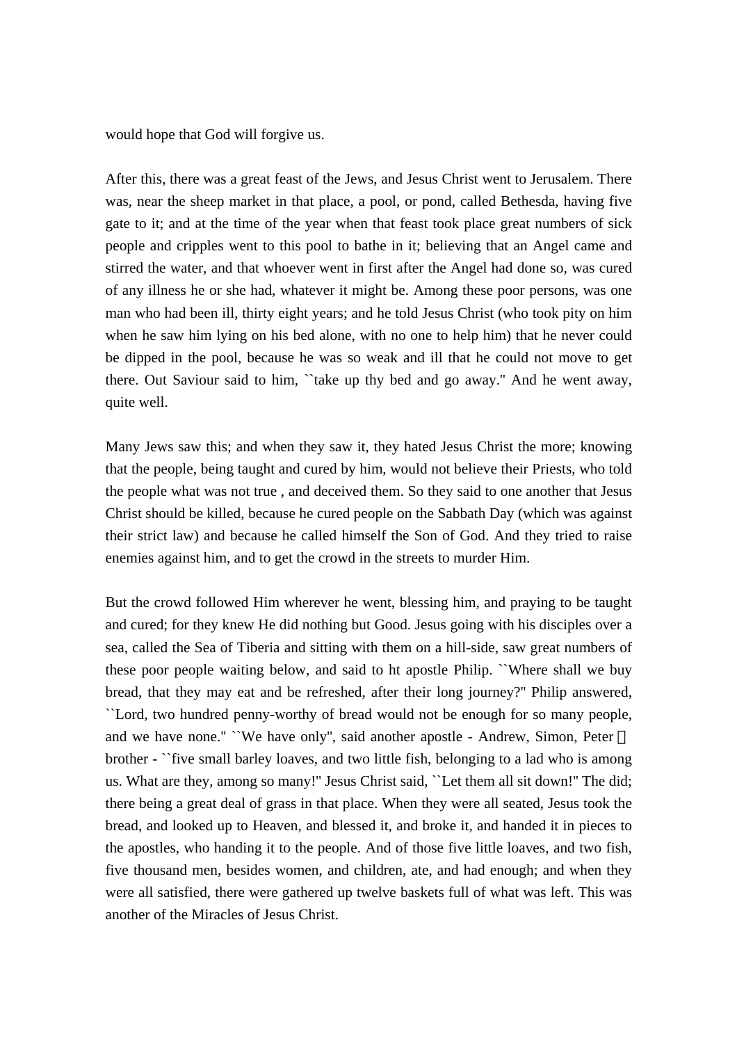would hope that God will forgive us.

After this, there was a great feast of the Jews, and Jesus Christ went to Jerusalem. There was, near the sheep market in that place, a pool, or pond, called Bethesda, having five gate to it; and at the time of the year when that feast took place great numbers of sick people and cripples went to this pool to bathe in it; believing that an Angel came and stirred the water, and that whoever went in first after the Angel had done so, was cured of any illness he or she had, whatever it might be. Among these poor persons, was one man who had been ill, thirty eight years; and he told Jesus Christ (who took pity on him when he saw him lying on his bed alone, with no one to help him) that he never could be dipped in the pool, because he was so weak and ill that he could not move to get there. Out Saviour said to him, ``take up thy bed and go away.'' And he went away, quite well.

Many Jews saw this; and when they saw it, they hated Jesus Christ the more; knowing that the people, being taught and cured by him, would not believe their Priests, who told the people what was not true , and deceived them. So they said to one another that Jesus Christ should be killed, because he cured people on the Sabbath Day (which was against their strict law) and because he called himself the Son of God. And they tried to raise enemies against him, and to get the crowd in the streets to murder Him.

But the crowd followed Him wherever he went, blessing him, and praying to be taught and cured; for they knew He did nothing but Good. Jesus going with his disciples over a sea, called the Sea of Tiberia and sitting with them on a hill-side, saw great numbers of these poor people waiting below, and said to ht apostle Philip. ``Where shall we buy bread, that they may eat and be refreshed, after their long journey?'' Philip answered, ``Lord, two hundred penny-worthy of bread would not be enough for so many people, and we have none.'' ``We have only'', said another apostle - Andrew, Simon, Peter brother - ``five small barley loaves, and two little fish, belonging to a lad who is among us. What are they, among so many!'' Jesus Christ said, ``Let them all sit down!'' The did; there being a great deal of grass in that place. When they were all seated, Jesus took the bread, and looked up to Heaven, and blessed it, and broke it, and handed it in pieces to the apostles, who handing it to the people. And of those five little loaves, and two fish, five thousand men, besides women, and children, ate, and had enough; and when they were all satisfied, there were gathered up twelve baskets full of what was left. This was another of the Miracles of Jesus Christ.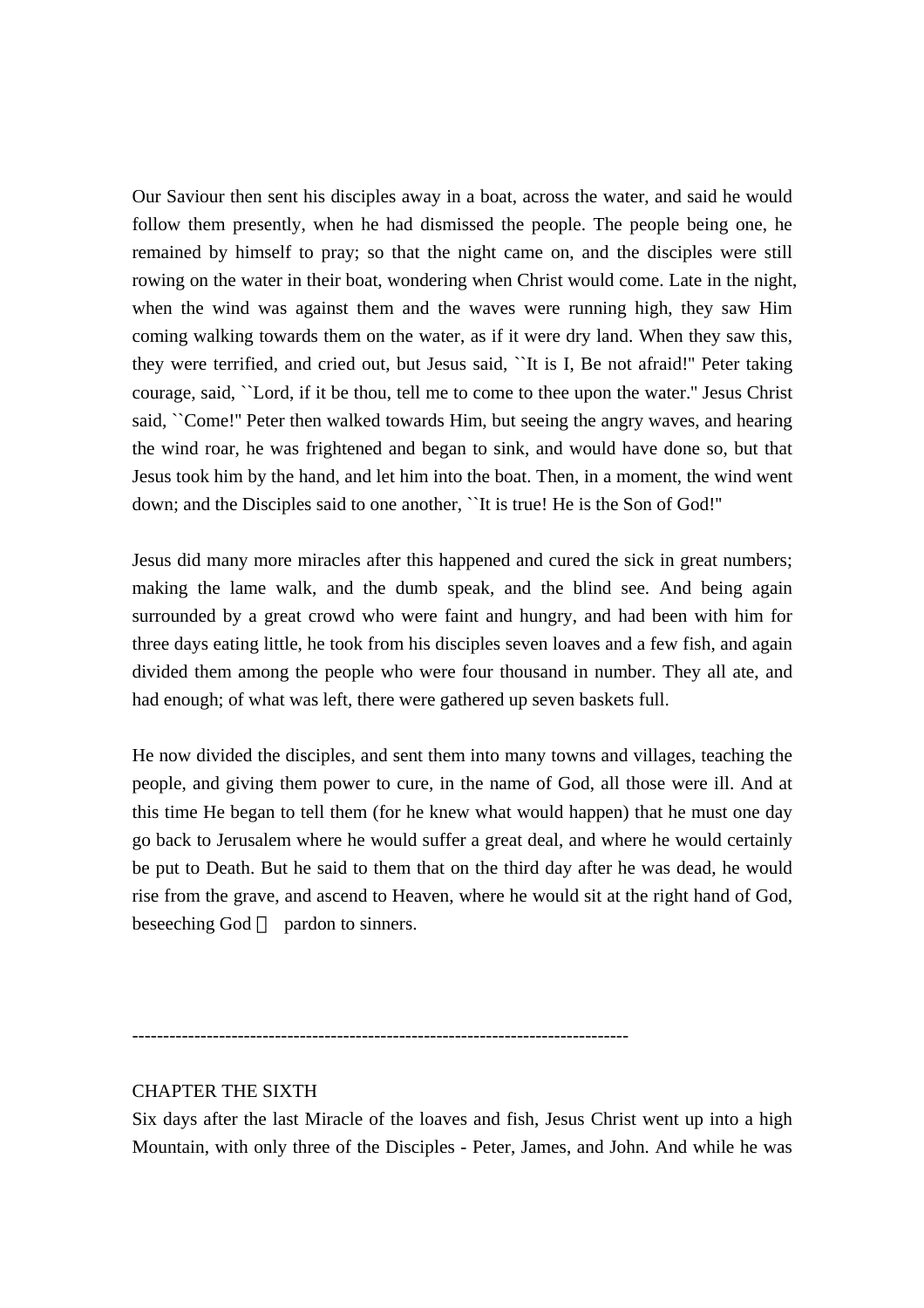Our Saviour then sent his disciples away in a boat, across the water, and said he would follow them presently, when he had dismissed the people. The people being one, he remained by himself to pray; so that the night came on, and the disciples were still rowing on the water in their boat, wondering when Christ would come. Late in the night, when the wind was against them and the waves were running high, they saw Him coming walking towards them on the water, as if it were dry land. When they saw this, they were terrified, and cried out, but Jesus said, ``It is I, Be not afraid!'' Peter taking courage, said, ``Lord, if it be thou, tell me to come to thee upon the water.'' Jesus Christ said, ``Come!'' Peter then walked towards Him, but seeing the angry waves, and hearing the wind roar, he was frightened and began to sink, and would have done so, but that Jesus took him by the hand, and let him into the boat. Then, in a moment, the wind went down; and the Disciples said to one another, ``It is true! He is the Son of God!''

Jesus did many more miracles after this happened and cured the sick in great numbers; making the lame walk, and the dumb speak, and the blind see. And being again surrounded by a great crowd who were faint and hungry, and had been with him for three days eating little, he took from his disciples seven loaves and a few fish, and again divided them among the people who were four thousand in number. They all ate, and had enough; of what was left, there were gathered up seven baskets full.

He now divided the disciples, and sent them into many towns and villages, teaching the people, and giving them power to cure, in the name of God, all those were ill. And at this time He began to tell them (for he knew what would happen) that he must one day go back to Jerusalem where he would suffer a great deal, and where he would certainly be put to Death. But he said to them that on the third day after he was dead, he would rise from the grave, and ascend to Heaven, where he would sit at the right hand of God, beseeching God  pardon to sinners.

--------------------------------------------------------------------------------

CHAPTER THE SIXTH

Six days after the last Miracle of the loaves and fish, Jesus Christ went up into a high Mountain, with only three of the Disciples - Peter, James, and John. And while he was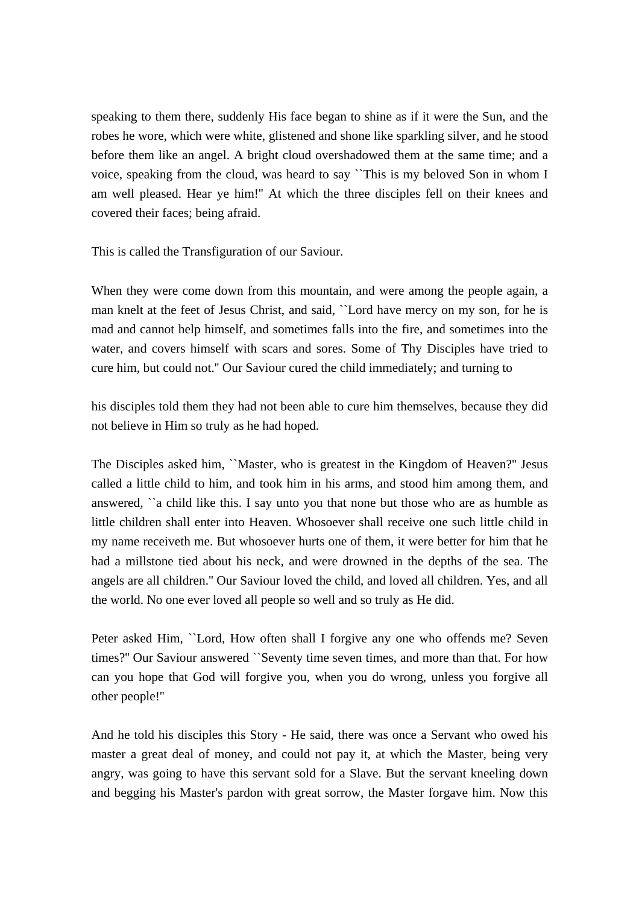speaking to them there, suddenly His face began to shine as if it were the Sun, and the robes he wore, which were white, glistened and shone like sparkling silver, and he stood before them like an angel. A bright cloud overshadowed them at the same time; and a voice, speaking from the cloud, was heard to say ``This is my beloved Son in whom I am well pleased. Hear ye him!'' At which the three disciples fell on their knees and covered their faces; being afraid.

This is called the Transfiguration of our Saviour.

When they were come down from this mountain, and were among the people again, a man knelt at the feet of Jesus Christ, and said, ``Lord have mercy on my son, for he is mad and cannot help himself, and sometimes falls into the fire, and sometimes into the water, and covers himself with scars and sores. Some of Thy Disciples have tried to cure him, but could not.'' Our Saviour cured the child immediately; and turning to his disciples told them they had not been able to cure him themselves, because they did not believe in Him so truly as he had hoped.

The Disciples asked him, ``Master, who is greatest in the Kingdom of Heaven?'' Jesus called a little child to him, and took him in his arms, and stood him among them, and answered, ``a child like this. I say unto you that none but those who are as humble as little children shall enter into Heaven. Whosoever shall receive one such little child in my name receiveth me. But whosoever hurts one of them, it were better for him that he had a millstone tied about his neck, and were drowned in the depths of the sea. The angels are all children.'' Our Saviour loved the child, and loved all children. Yes, and all the world. No one ever loved all people so well and so truly as He did.

Peter asked Him, ``Lord, How often shall I forgive any one who offends me? Seven times?'' Our Saviour answered ``Seventy time seven times, and more than that. For how can you hope that God will forgive you, when you do wrong, unless you forgive all other people!''

And he told his disciples this Story - He said, there was once a Servant who owed his master a great deal of money, and could not pay it, at which the Master, being very angry, was going to have this servant sold for a Slave. But the servant kneeling down and begging his Master's pardon with great sorrow, the Master forgave him. Now this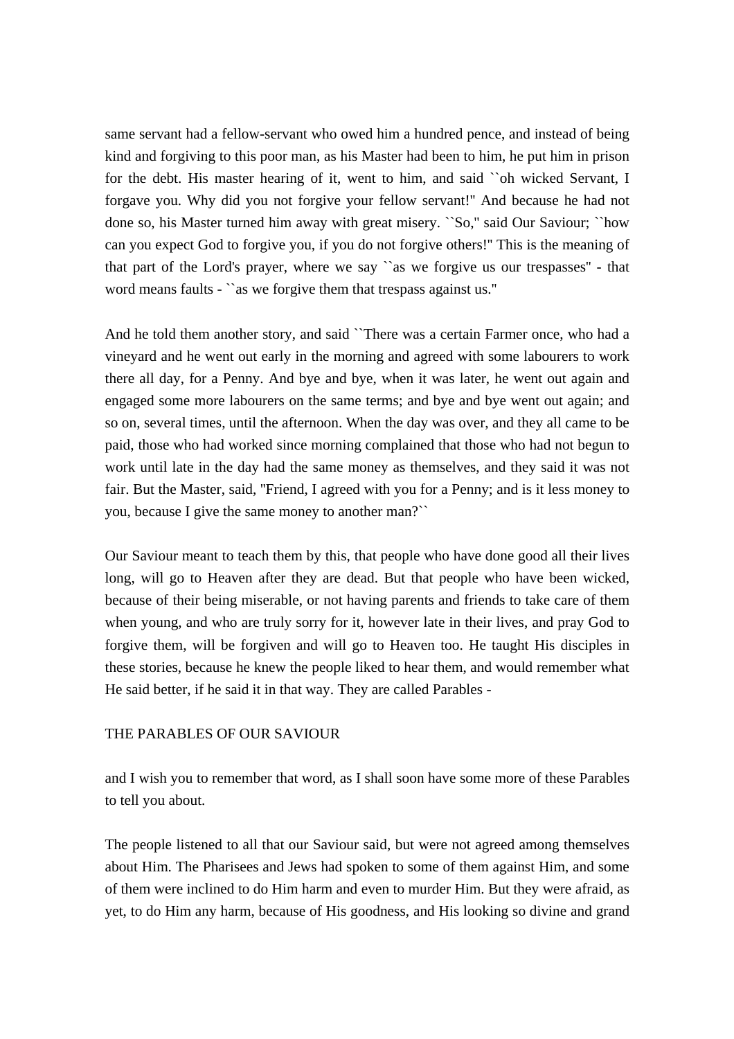same servant had a fellow-servant who owed him a hundred pence, and instead of being kind and forgiving to this poor man, as his Master had been to him, he put him in prison for the debt. His master hearing of it, went to him, and said ``oh wicked Servant, I forgave you. Why did you not forgive your fellow servant!" And because he had not done so, his Master turned him away with great misery. ``So," said Our Saviour; ``how can you expect God to forgive you, if you do not forgive others!" This is the meaning of that part of the Lord's prayer, where we say ``as we forgive us our trespasses" - that word means faults - ``as we forgive them that trespass against us."

And he told them another story, and said ``There was a certain Farmer once, who had a vineyard and he went out early in the morning and agreed with some labourers to work there all day, for a Penny. And bye and bye, when it was later, he went out again and engaged some more labourers on the same terms; and bye and bye went out again; and so on, several times, until the afternoon. When the day was over, and they all came to be paid, those who had worked since morning complained that those who had not begun to work until late in the day had the same money as themselves, and they said it was not fair. But the Master, said, "Friend, I agreed with you for a Penny; and is it less money to you, because I give the same money to another man?``

Our Saviour meant to teach them by this, that people who have done good all their lives long, will go to Heaven after they are dead. But that people who have been wicked, because of their being miserable, or not having parents and friends to take care of them when young, and who are truly sorry for it, however late in their lives, and pray God to forgive them, will be forgiven and will go to Heaven too. He taught His disciples in these stories, because he knew the people liked to hear them, and would remember what He said better, if he said it in that way. They are called Parables -

THE PARABLES OF OUR SAVIOUR

and I wish you to remember that word, as I shall soon have some more of these Parables to tell you about.

The people listened to all that our Saviour said, but were not agreed among themselves about Him. The Pharisees and Jews had spoken to some of them against Him, and some of them were inclined to do Him harm and even to murder Him. But they were afraid, as yet, to do Him any harm, because of His goodness, and His looking so divine and grand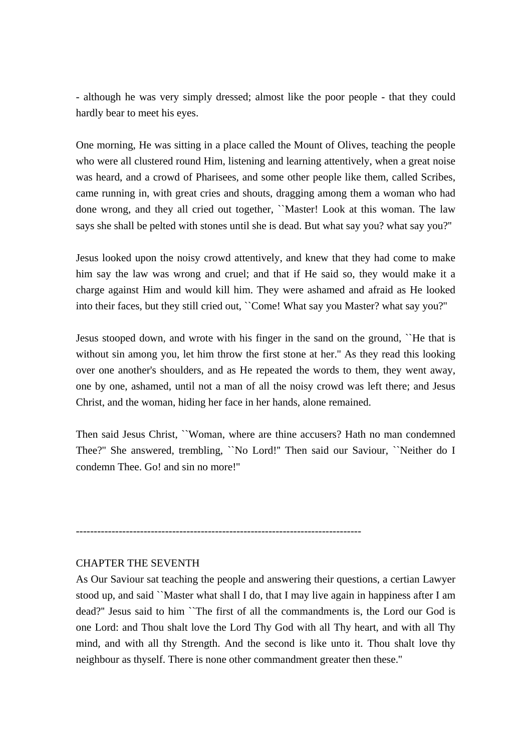- although he was very simply dressed; almost like the poor people - that they could hardly bear to meet his eyes.

One morning, He was sitting in a place called the Mount of Olives, teaching the people who were all clustered round Him, listening and learning attentively, when a great noise was heard, and a crowd of Pharisees, and some other people like them, called Scribes, came running in, with great cries and shouts, dragging among them a woman who had done wrong, and they all cried out together, ``Master! Look at this woman. The law says she shall be pelted with stones until she is dead. But what say you? what say you?"

Jesus looked upon the noisy crowd attentively, and knew that they had come to make him say the law was wrong and cruel; and that if He said so, they would make it a charge against Him and would kill him. They were ashamed and afraid as He looked into their faces, but they still cried out, ``Come! What say you Master? what say you?"

Jesus stooped down, and wrote with his finger in the sand on the ground, ``He that is without sin among you, let him throw the first stone at her." As they read this looking over one another's shoulders, and as He repeated the words to them, they went away, one by one, ashamed, until not a man of all the noisy crowd was left there; and Jesus Christ, and the woman, hiding her face in her hands, alone remained.

Then said Jesus Christ, ``Woman, where are thine accusers? Hath no man condemned Thee?" She answered, trembling, ``No Lord!" Then said our Saviour, ``Neither do I condemn Thee. Go! and sin no more!"

--------------------------------------------------------------------------------

CHAPTER THE SEVENTH

As Our Saviour sat teaching the people and answering their questions, a certian Lawyer stood up, and said ``Master what shall I do, that I may live again in happiness after I am dead?" Jesus said to him ``The first of all the commandments is, the Lord our God is one Lord: and Thou shalt love the Lord Thy God with all Thy heart, and with all Thy mind, and with all thy Strength. And the second is like unto it. Thou shalt love thy neighbour as thyself. There is none other commandment greater then these."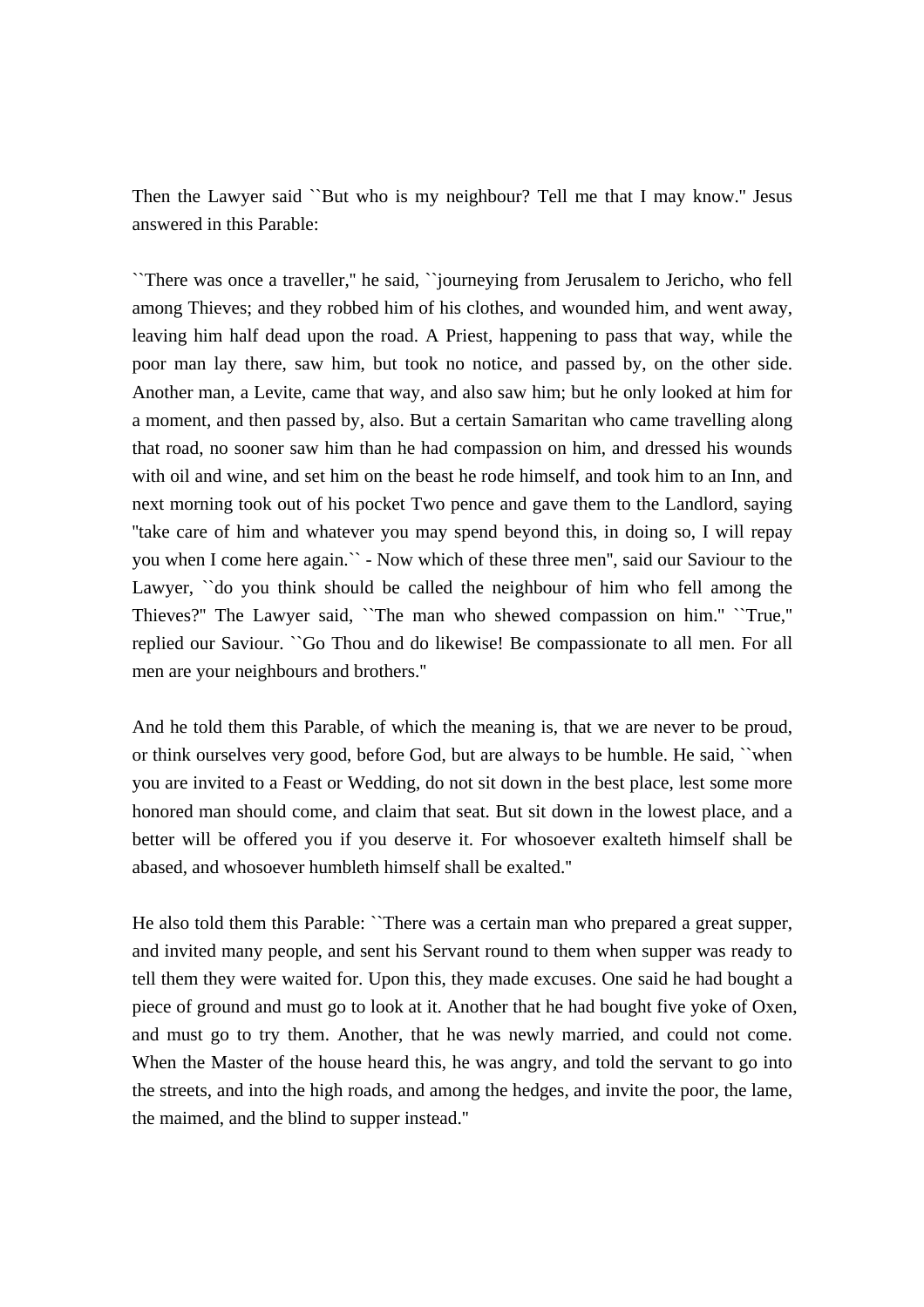Then the Lawyer said ``But who is my neighbour? Tell me that I may know.'' Jesus answered in this Parable:

``There was once a traveller,'' he said, ``journeying from Jerusalem to Jericho, who fell among Thieves; and they robbed him of his clothes, and wounded him, and went away, leaving him half dead upon the road. A Priest, happening to pass that way, while the poor man lay there, saw him, but took no notice, and passed by, on the other side. Another man, a Levite, came that way, and also saw him; but he only looked at him for a moment, and then passed by, also. But a certain Samaritan who came travelling along that road, no sooner saw him than he had compassion on him, and dressed his wounds with oil and wine, and set him on the beast he rode himself, and took him to an Inn, and next morning took out of his pocket Two pence and gave them to the Landlord, saying "take care of him and whatever you may spend beyond this, in doing so, I will repay you when I come here again.`` - Now which of these three men'', said our Saviour to the Lawyer, ``do you think should be called the neighbour of him who fell among the Thieves?'' The Lawyer said, ``The man who shewed compassion on him.'' ``True,'' replied our Saviour. ``Go Thou and do likewise! Be compassionate to all men. For all men are your neighbours and brothers.''

And he told them this Parable, of which the meaning is, that we are never to be proud, or think ourselves very good, before God, but are always to be humble. He said, ``when you are invited to a Feast or Wedding, do not sit down in the best place, lest some more honored man should come, and claim that seat. But sit down in the lowest place, and a better will be offered you if you deserve it. For whosoever exalteth himself shall be abased, and whosoever humbleth himself shall be exalted.''

He also told them this Parable: ``There was a certain man who prepared a great supper, and invited many people, and sent his Servant round to them when supper was ready to tell them they were waited for. Upon this, they made excuses. One said he had bought a piece of ground and must go to look at it. Another that he had bought five yoke of Oxen, and must go to try them. Another, that he was newly married, and could not come. When the Master of the house heard this, he was angry, and told the servant to go into the streets, and into the high roads, and among the hedges, and invite the poor, the lame, the maimed, and the blind to supper instead.''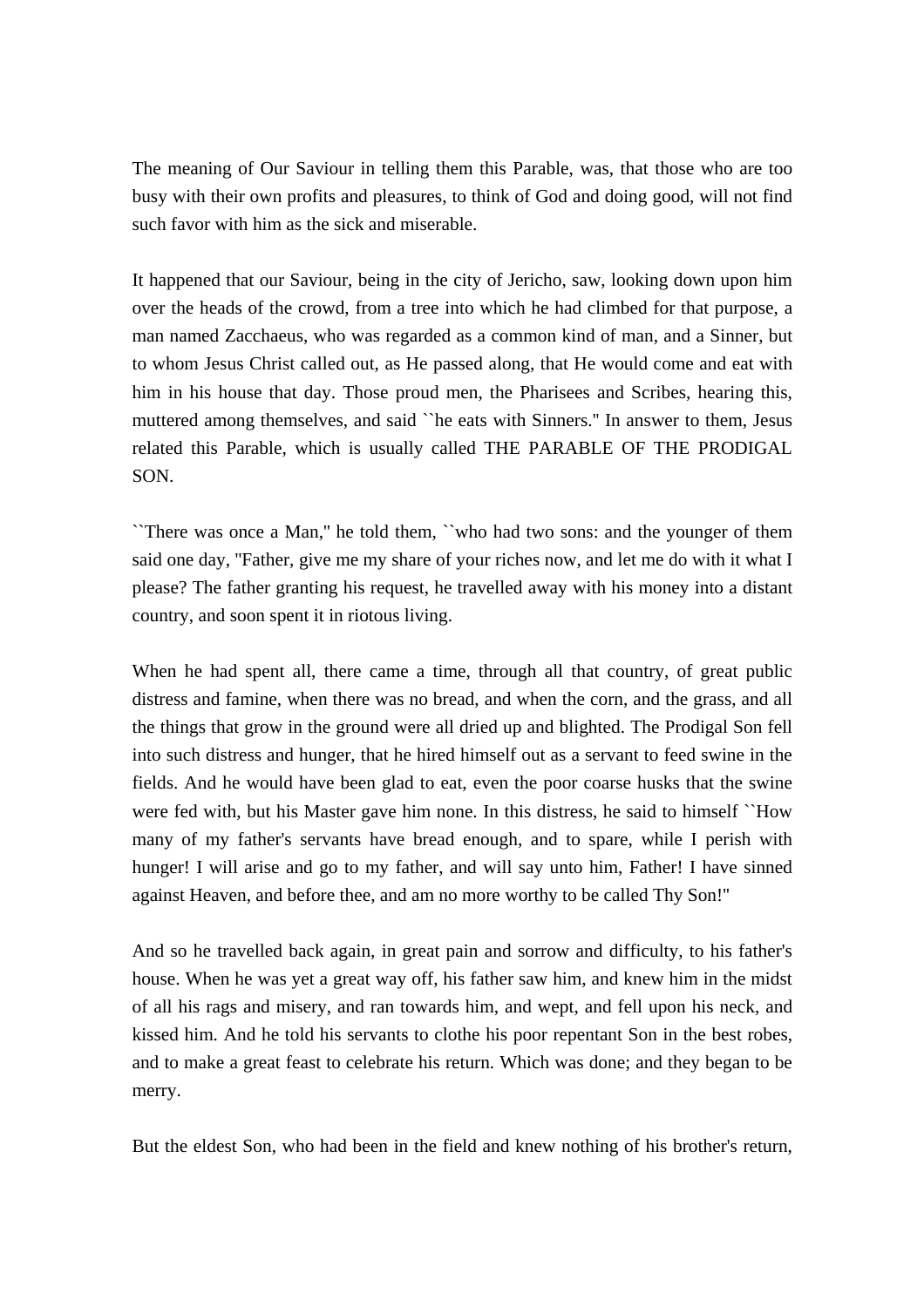The meaning of Our Saviour in telling them this Parable, was, that those who are too busy with their own profits and pleasures, to think of God and doing good, will not find such favor with him as the sick and miserable.

It happened that our Saviour, being in the city of Jericho, saw, looking down upon him over the heads of the crowd, from a tree into which he had climbed for that purpose, a man named Zacchaeus, who was regarded as a common kind of man, and a Sinner, but to whom Jesus Christ called out, as He passed along, that He would come and eat with him in his house that day. Those proud men, the Pharisees and Scribes, hearing this, muttered among themselves, and said ``he eats with Sinners.'' In answer to them, Jesus related this Parable, which is usually called THE PARABLE OF THE PRODIGAL SON.

``There was once a Man,'' he told them, ``who had two sons: and the younger of them said one day, "Father, give me my share of your riches now, and let me do with it what I please? The father granting his request, he travelled away with his money into a distant country, and soon spent it in riotous living.

When he had spent all, there came a time, through all that country, of great public distress and famine, when there was no bread, and when the corn, and the grass, and all the things that grow in the ground were all dried up and blighted. The Prodigal Son fell into such distress and hunger, that he hired himself out as a servant to feed swine in the fields. And he would have been glad to eat, even the poor coarse husks that the swine were fed with, but his Master gave him none. In this distress, he said to himself ``How many of my father's servants have bread enough, and to spare, while I perish with hunger! I will arise and go to my father, and will say unto him, Father! I have sinned against Heaven, and before thee, and am no more worthy to be called Thy Son!''

And so he travelled back again, in great pain and sorrow and difficulty, to his father's house. When he was yet a great way off, his father saw him, and knew him in the midst of all his rags and misery, and ran towards him, and wept, and fell upon his neck, and kissed him. And he told his servants to clothe his poor repentant Son in the best robes, and to make a great feast to celebrate his return. Which was done; and they began to be merry.

But the eldest Son, who had been in the field and knew nothing of his brother's return,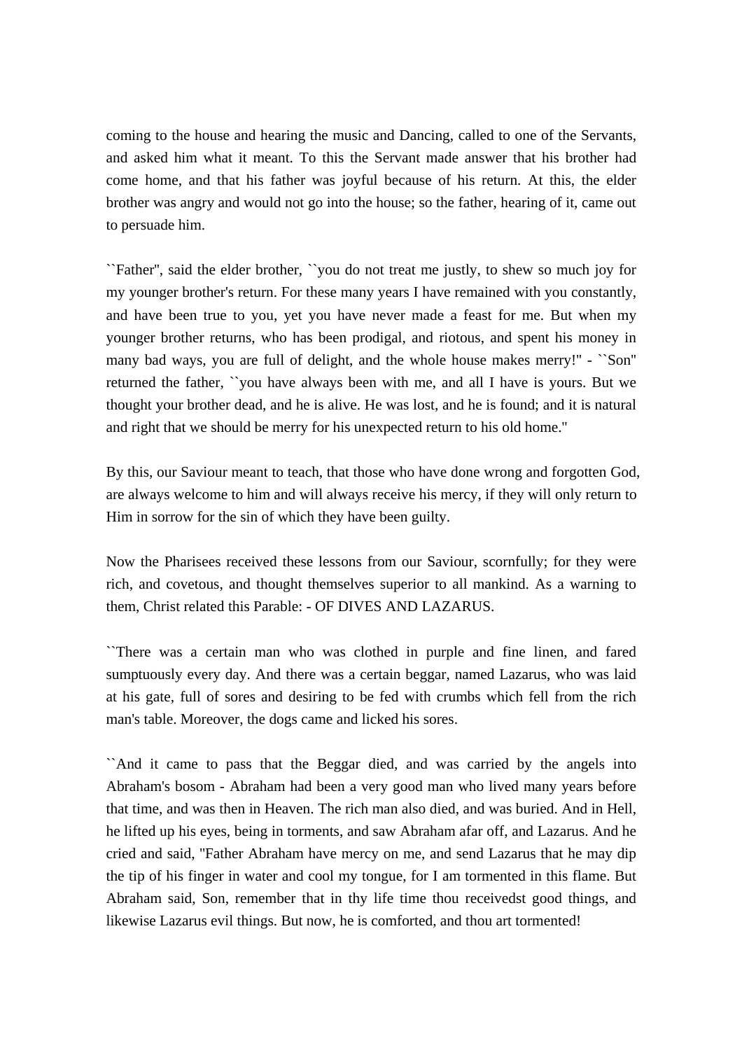coming to the house and hearing the music and Dancing, called to one of the Servants, and asked him what it meant. To this the Servant made answer that his brother had come home, and that his father was joyful because of his return. At this, the elder brother was angry and would not go into the house; so the father, hearing of it, came out to persuade him.

``Father'', said the elder brother, ``you do not treat me justly, to shew so much joy for my younger brother's return. For these many years I have remained with you constantly, and have been true to you, yet you have never made a feast for me. But when my younger brother returns, who has been prodigal, and riotous, and spent his money in many bad ways, you are full of delight, and the whole house makes merry!'' - ``Son'' returned the father, ``you have always been with me, and all I have is yours. But we thought your brother dead, and he is alive. He was lost, and he is found; and it is natural and right that we should be merry for his unexpected return to his old home.''

By this, our Saviour meant to teach, that those who have done wrong and forgotten God, are always welcome to him and will always receive his mercy, if they will only return to Him in sorrow for the sin of which they have been guilty.

Now the Pharisees received these lessons from our Saviour, scornfully; for they were rich, and covetous, and thought themselves superior to all mankind. As a warning to them, Christ related this Parable: - OF DIVES AND LAZARUS.

``There was a certain man who was clothed in purple and fine linen, and fared sumptuously every day. And there was a certain beggar, named Lazarus, who was laid at his gate, full of sores and desiring to be fed with crumbs which fell from the rich man's table. Moreover, the dogs came and licked his sores.

``And it came to pass that the Beggar died, and was carried by the angels into Abraham's bosom - Abraham had been a very good man who lived many years before that time, and was then in Heaven. The rich man also died, and was buried. And in Hell, he lifted up his eyes, being in torments, and saw Abraham afar off, and Lazarus. And he cried and said, "Father Abraham have mercy on me, and send Lazarus that he may dip the tip of his finger in water and cool my tongue, for I am tormented in this flame. But Abraham said, Son, remember that in thy life time thou receivedst good things, and likewise Lazarus evil things. But now, he is comforted, and thou art tormented!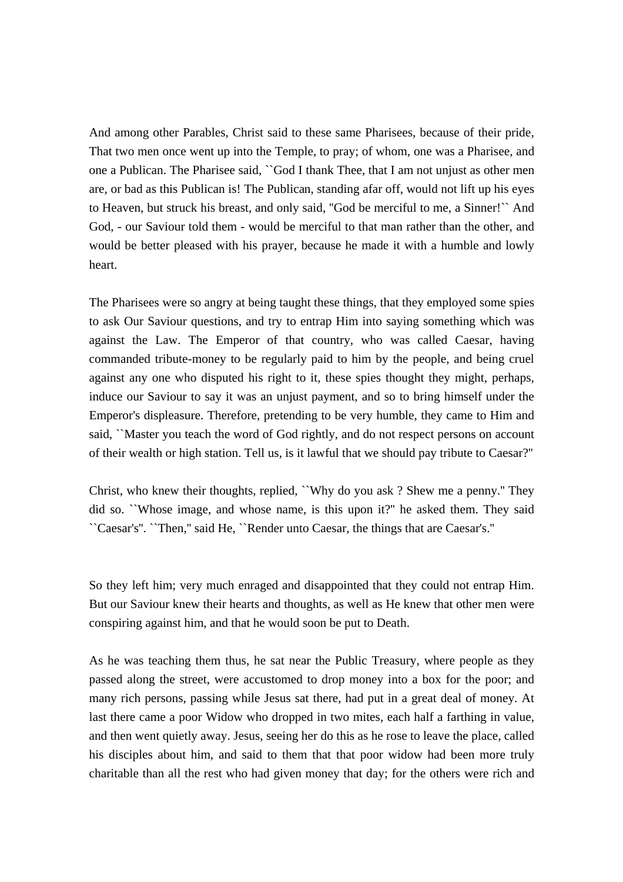And among other Parables, Christ said to these same Pharisees, because of their pride, That two men once went up into the Temple, to pray; of whom, one was a Pharisee, and one a Publican. The Pharisee said, ``God I thank Thee, that I am not unjust as other men are, or bad as this Publican is! The Publican, standing afar off, would not lift up his eyes to Heaven, but struck his breast, and only said, "God be merciful to me, a Sinner!`` And God, - our Saviour told them - would be merciful to that man rather than the other, and would be better pleased with his prayer, because he made it with a humble and lowly heart.

The Pharisees were so angry at being taught these things, that they employed some spies to ask Our Saviour questions, and try to entrap Him into saying something which was against the Law. The Emperor of that country, who was called Caesar, having commanded tribute-money to be regularly paid to him by the people, and being cruel against any one who disputed his right to it, these spies thought they might, perhaps, induce our Saviour to say it was an unjust payment, and so to bring himself under the Emperor's displeasure. Therefore, pretending to be very humble, they came to Him and said, ``Master you teach the word of God rightly, and do not respect persons on account of their wealth or high station. Tell us, is it lawful that we should pay tribute to Caesar?"

Christ, who knew their thoughts, replied, ``Why do you ask ? Shew me a penny." They did so. ``Whose image, and whose name, is this upon it?" he asked them. They said ``Caesar's". ``Then," said He, ``Render unto Caesar, the things that are Caesar's."

So they left him; very much enraged and disappointed that they could not entrap Him. But our Saviour knew their hearts and thoughts, as well as He knew that other men were conspiring against him, and that he would soon be put to Death.

As he was teaching them thus, he sat near the Public Treasury, where people as they passed along the street, were accustomed to drop money into a box for the poor; and many rich persons, passing while Jesus sat there, had put in a great deal of money. At last there came a poor Widow who dropped in two mites, each half a farthing in value, and then went quietly away. Jesus, seeing her do this as he rose to leave the place, called his disciples about him, and said to them that that poor widow had been more truly charitable than all the rest who had given money that day; for the others were rich and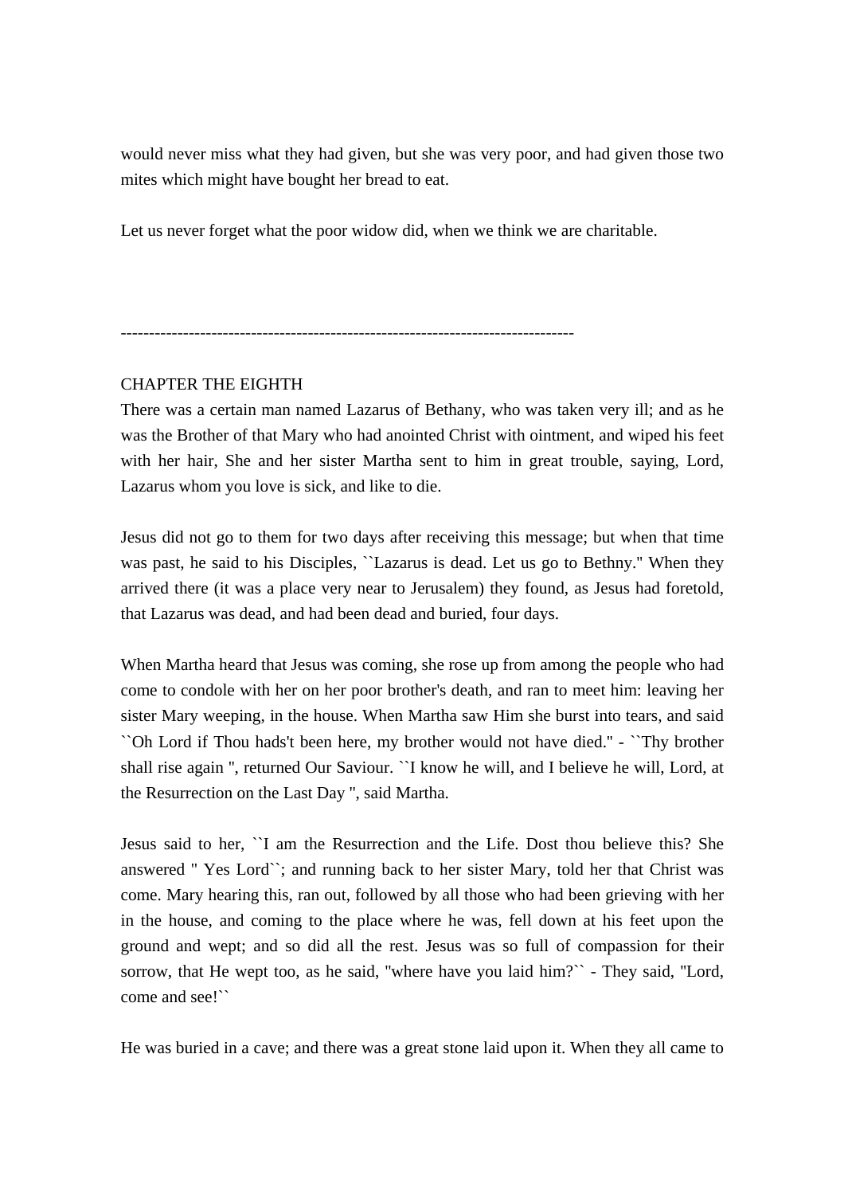would never miss what they had given, but she was very poor, and had given those two mites which might have bought her bread to eat.

Let us never forget what the poor widow did, when we think we are charitable.

--------------------------------------------------------------------------------

CHAPTER THE EIGHTH

There was a certain man named Lazarus of Bethany, who was taken very ill; and as he was the Brother of that Mary who had anointed Christ with ointment, and wiped his feet with her hair, She and her sister Martha sent to him in great trouble, saying, Lord, Lazarus whom you love is sick, and like to die.

Jesus did not go to them for two days after receiving this message; but when that time was past, he said to his Disciples, ``Lazarus is dead. Let us go to Bethny." When they arrived there (it was a place very near to Jerusalem) they found, as Jesus had foretold, that Lazarus was dead, and had been dead and buried, four days.

When Martha heard that Jesus was coming, she rose up from among the people who had come to condole with her on her poor brother's death, and ran to meet him: leaving her sister Mary weeping, in the house. When Martha saw Him she burst into tears, and said ``Oh Lord if Thou hads't been here, my brother would not have died." - ``Thy brother shall rise again ", returned Our Saviour. ``I know he will, and I believe he will, Lord, at the Resurrection on the Last Day ", said Martha.

Jesus said to her, ``I am the Resurrection and the Life. Dost thou believe this? She answered " Yes Lord``; and running back to her sister Mary, told her that Christ was come. Mary hearing this, ran out, followed by all those who had been grieving with her in the house, and coming to the place where he was, fell down at his feet upon the ground and wept; and so did all the rest. Jesus was so full of compassion for their sorrow, that He wept too, as he said, "where have you laid him?`` - They said, "Lord, come and see!``

He was buried in a cave; and there was a great stone laid upon it. When they all came to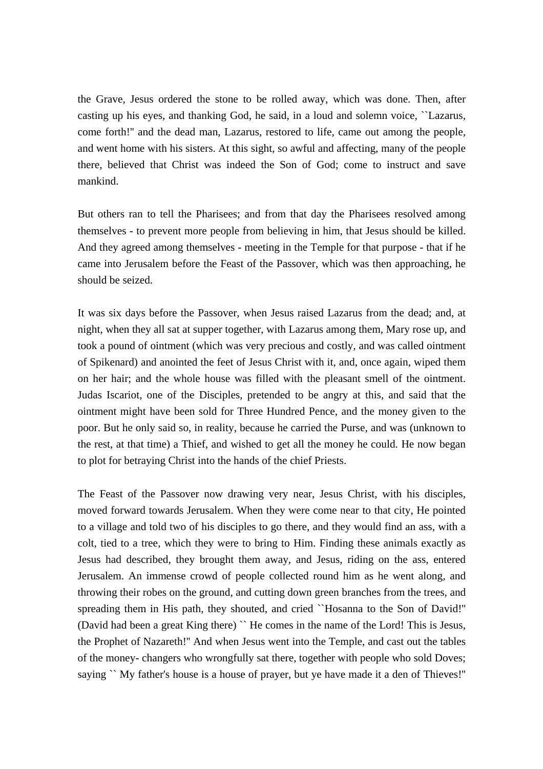the Grave, Jesus ordered the stone to be rolled away, which was done. Then, after casting up his eyes, and thanking God, he said, in a loud and solemn voice, ``Lazarus, come forth!'' and the dead man, Lazarus, restored to life, came out among the people, and went home with his sisters. At this sight, so awful and affecting, many of the people there, believed that Christ was indeed the Son of God; come to instruct and save mankind.

But others ran to tell the Pharisees; and from that day the Pharisees resolved among themselves - to prevent more people from believing in him, that Jesus should be killed. And they agreed among themselves - meeting in the Temple for that purpose - that if he came into Jerusalem before the Feast of the Passover, which was then approaching, he should be seized.

It was six days before the Passover, when Jesus raised Lazarus from the dead; and, at night, when they all sat at supper together, with Lazarus among them, Mary rose up, and took a pound of ointment (which was very precious and costly, and was called ointment of Spikenard) and anointed the feet of Jesus Christ with it, and, once again, wiped them on her hair; and the whole house was filled with the pleasant smell of the ointment. Judas Iscariot, one of the Disciples, pretended to be angry at this, and said that the ointment might have been sold for Three Hundred Pence, and the money given to the poor. But he only said so, in reality, because he carried the Purse, and was (unknown to the rest, at that time) a Thief, and wished to get all the money he could. He now began to plot for betraying Christ into the hands of the chief Priests.

The Feast of the Passover now drawing very near, Jesus Christ, with his disciples, moved forward towards Jerusalem. When they were come near to that city, He pointed to a village and told two of his disciples to go there, and they would find an ass, with a colt, tied to a tree, which they were to bring to Him. Finding these animals exactly as Jesus had described, they brought them away, and Jesus, riding on the ass, entered Jerusalem. An immense crowd of people collected round him as he went along, and throwing their robes on the ground, and cutting down green branches from the trees, and spreading them in His path, they shouted, and cried ``Hosanna to the Son of David!'' (David had been a great King there) `` He comes in the name of the Lord! This is Jesus, the Prophet of Nazareth!'' And when Jesus went into the Temple, and cast out the tables of the money- changers who wrongfully sat there, together with people who sold Doves; saying `` My father's house is a house of prayer, but ye have made it a den of Thieves!''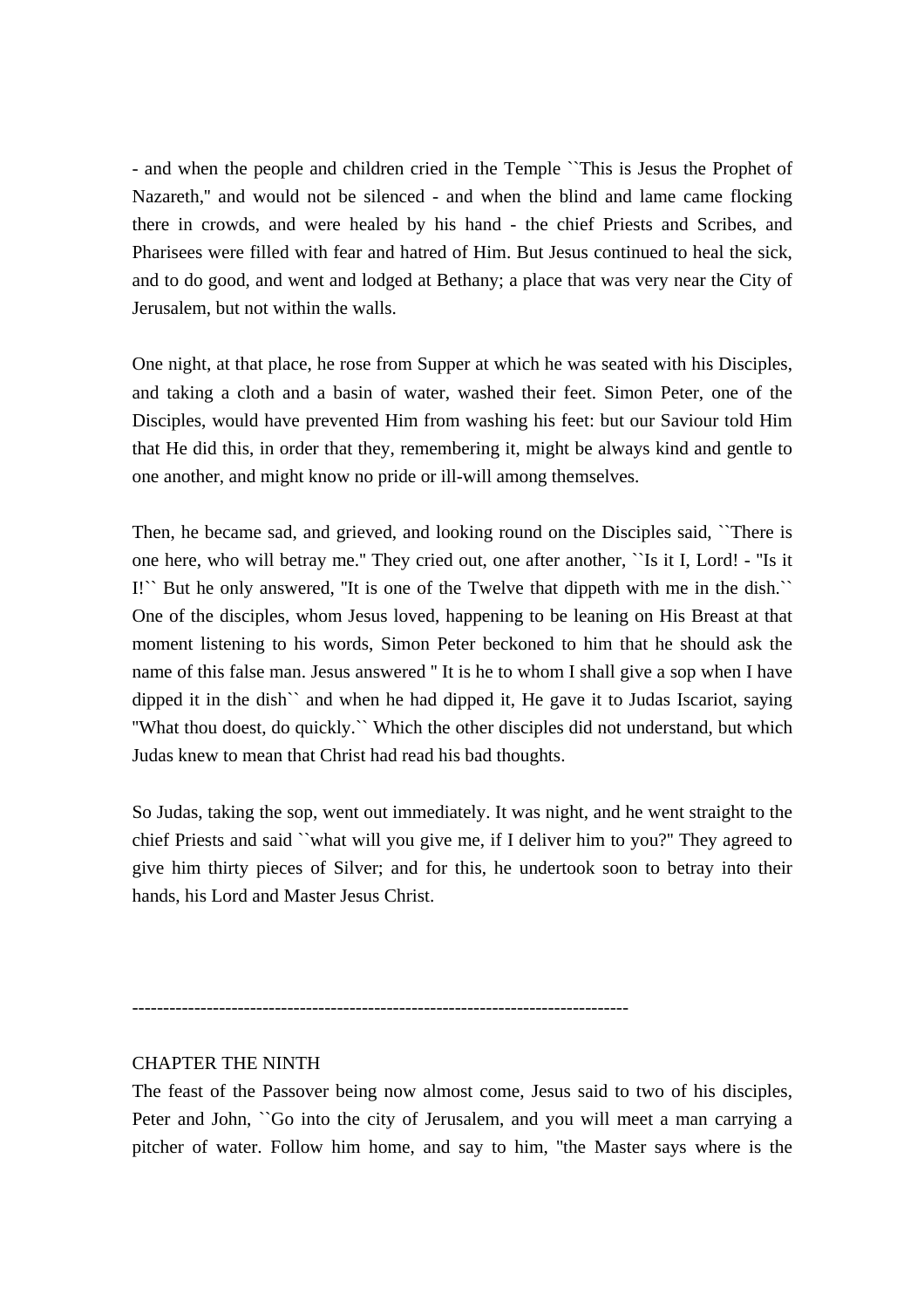- and when the people and children cried in the Temple ``This is Jesus the Prophet of Nazareth,'' and would not be silenced - and when the blind and lame came flocking there in crowds, and were healed by his hand - the chief Priests and Scribes, and Pharisees were filled with fear and hatred of Him. But Jesus continued to heal the sick, and to do good, and went and lodged at Bethany; a place that was very near the City of Jerusalem, but not within the walls.

One night, at that place, he rose from Supper at which he was seated with his Disciples, and taking a cloth and a basin of water, washed their feet. Simon Peter, one of the Disciples, would have prevented Him from washing his feet: but our Saviour told Him that He did this, in order that they, remembering it, might be always kind and gentle to one another, and might know no pride or ill-will among themselves.

Then, he became sad, and grieved, and looking round on the Disciples said, ``There is one here, who will betray me.'' They cried out, one after another, ``Is it I, Lord! - ''Is it I!`` But he only answered, ''It is one of the Twelve that dippeth with me in the dish.`` One of the disciples, whom Jesus loved, happening to be leaning on His Breast at that moment listening to his words, Simon Peter beckoned to him that he should ask the name of this false man. Jesus answered '' It is he to whom I shall give a sop when I have dipped it in the dish`` and when he had dipped it, He gave it to Judas Iscariot, saying ''What thou doest, do quickly.`` Which the other disciples did not understand, but which Judas knew to mean that Christ had read his bad thoughts.

So Judas, taking the sop, went out immediately. It was night, and he went straight to the chief Priests and said ``what will you give me, if I deliver him to you?'' They agreed to give him thirty pieces of Silver; and for this, he undertook soon to betray into their hands, his Lord and Master Jesus Christ.

--------------------------------------------------------------------------------

## CHAPTER THE NINTH

The feast of the Passover being now almost come, Jesus said to two of his disciples, Peter and John, ``Go into the city of Jerusalem, and you will meet a man carrying a pitcher of water. Follow him home, and say to him, ''the Master says where is the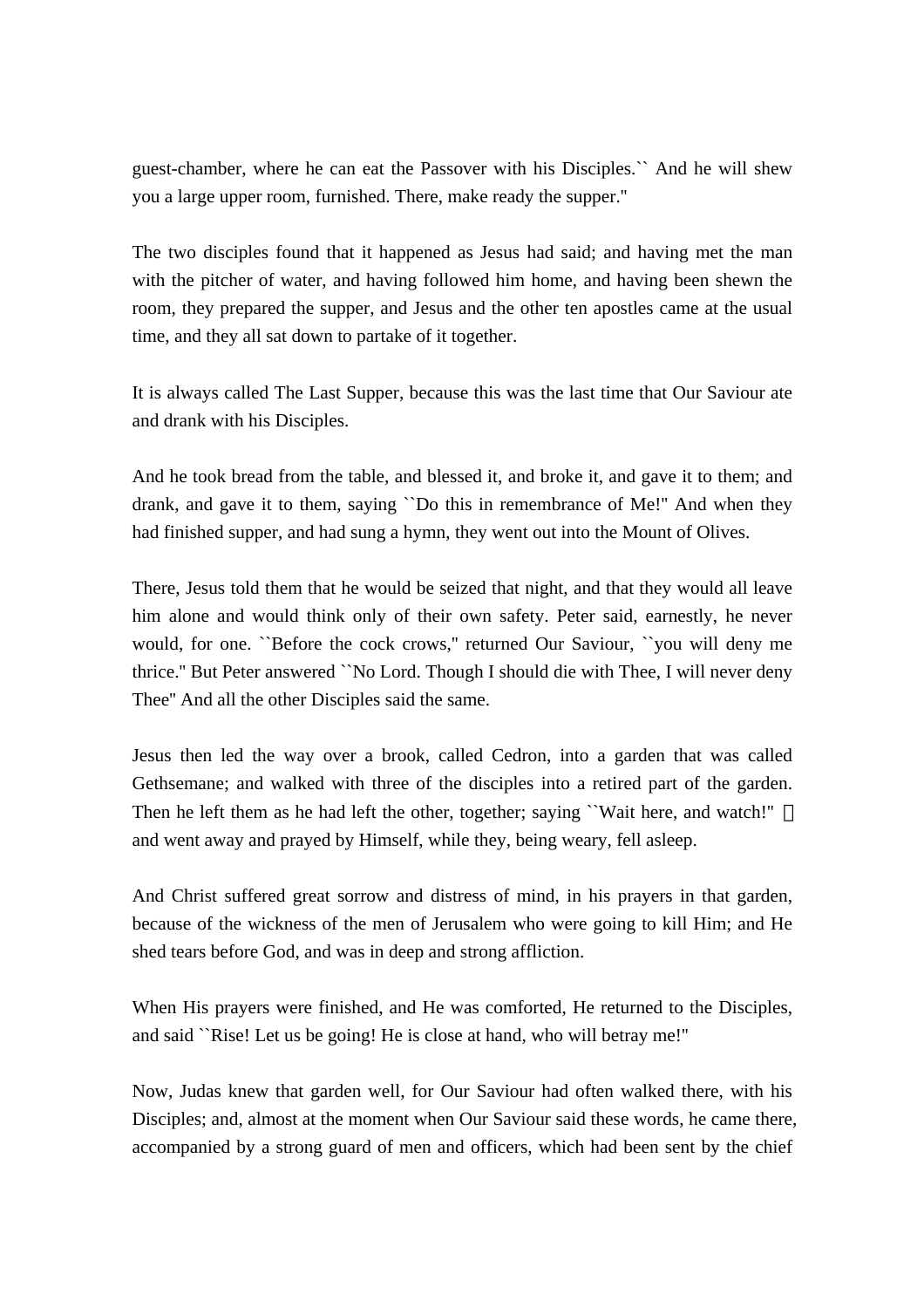guest-chamber, where he can eat the Passover with his Disciples.`` And he will shew you a large upper room, furnished. There, make ready the supper.''

The two disciples found that it happened as Jesus had said; and having met the man with the pitcher of water, and having followed him home, and having been shewn the room, they prepared the supper, and Jesus and the other ten apostles came at the usual time, and they all sat down to partake of it together.

It is always called The Last Supper, because this was the last time that Our Saviour ate and drank with his Disciples.

And he took bread from the table, and blessed it, and broke it, and gave it to them; and drank, and gave it to them, saying ``Do this in remembrance of Me!'' And when they had finished supper, and had sung a hymn, they went out into the Mount of Olives.

There, Jesus told them that he would be seized that night, and that they would all leave him alone and would think only of their own safety. Peter said, earnestly, he never would, for one. ``Before the cock crows,'' returned Our Saviour, ``you will deny me thrice.'' But Peter answered ``No Lord. Though I should die with Thee, I will never deny Thee'' And all the other Disciples said the same.

Jesus then led the way over a brook, called Cedron, into a garden that was called Gethsemane; and walked with three of the disciples into a retired part of the garden. Then he left them as he had left the other, together; saying ``Wait here, and watch!'' and went away and prayed by Himself, while they, being weary, fell asleep.

And Christ suffered great sorrow and distress of mind, in his prayers in that garden, because of the wickness of the men of Jerusalem who were going to kill Him; and He shed tears before God, and was in deep and strong affliction.

When His prayers were finished, and He was comforted, He returned to the Disciples, and said ``Rise! Let us be going! He is close at hand, who will betray me!''

Now, Judas knew that garden well, for Our Saviour had often walked there, with his Disciples; and, almost at the moment when Our Saviour said these words, he came there, accompanied by a strong guard of men and officers, which had been sent by the chief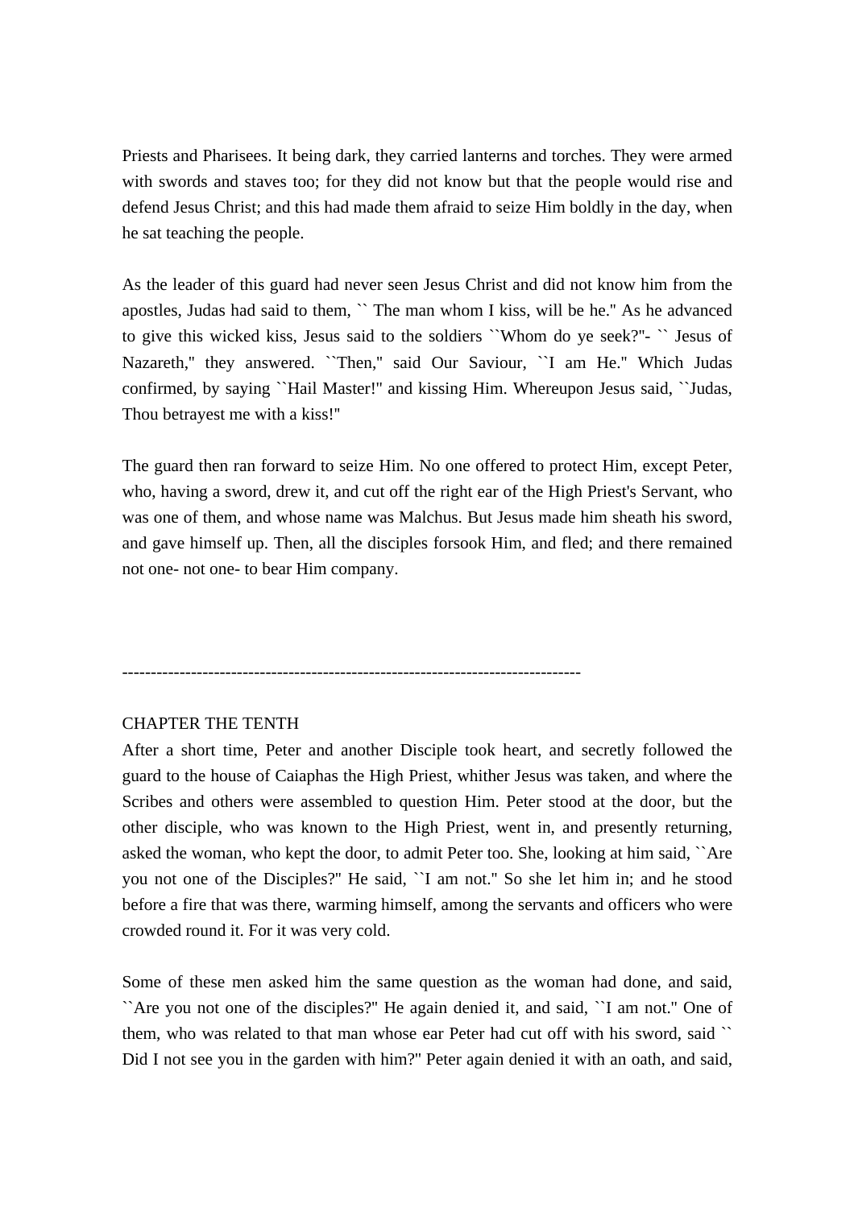Priests and Pharisees. It being dark, they carried lanterns and torches. They were armed with swords and staves too; for they did not know but that the people would rise and defend Jesus Christ; and this had made them afraid to seize Him boldly in the day, when he sat teaching the people.

As the leader of this guard had never seen Jesus Christ and did not know him from the apostles, Judas had said to them, `` The man whom I kiss, will be he.'' As he advanced to give this wicked kiss, Jesus said to the soldiers ``Whom do ye seek?''- `` Jesus of Nazareth,'' they answered. ``Then,'' said Our Saviour, ``I am He.'' Which Judas confirmed, by saying ``Hail Master!'' and kissing Him. Whereupon Jesus said, ``Judas, Thou betrayest me with a kiss!''

The guard then ran forward to seize Him. No one offered to protect Him, except Peter, who, having a sword, drew it, and cut off the right ear of the High Priest's Servant, who was one of them, and whose name was Malchus. But Jesus made him sheath his sword, and gave himself up. Then, all the disciples forsook Him, and fled; and there remained not one- not one- to bear Him company.

---

## CHAPTER THE TENTH

After a short time, Peter and another Disciple took heart, and secretly followed the guard to the house of Caiaphas the High Priest, whither Jesus was taken, and where the Scribes and others were assembled to question Him. Peter stood at the door, but the other disciple, who was known to the High Priest, went in, and presently returning, asked the woman, who kept the door, to admit Peter too. She, looking at him said, ``Are you not one of the Disciples?'' He said, ``I am not.'' So she let him in; and he stood before a fire that was there, warming himself, among the servants and officers who were crowded round it. For it was very cold.

Some of these men asked him the same question as the woman had done, and said, ``Are you not one of the disciples?'' He again denied it, and said, ``I am not.'' One of them, who was related to that man whose ear Peter had cut off with his sword, said `` Did I not see you in the garden with him?'' Peter again denied it with an oath, and said,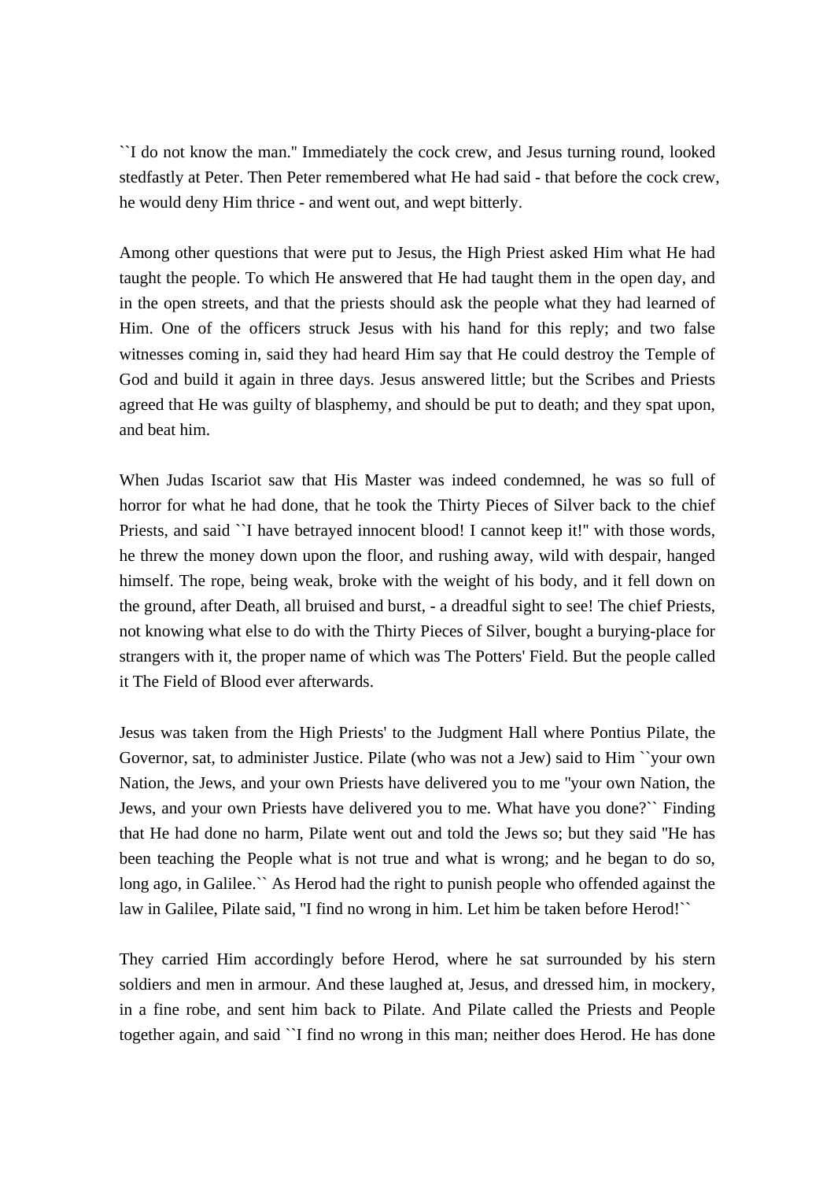``I do not know the man." Immediately the cock crew, and Jesus turning round, looked stedfastly at Peter. Then Peter remembered what He had said - that before the cock crew, he would deny Him thrice - and went out, and wept bitterly.

Among other questions that were put to Jesus, the High Priest asked Him what He had taught the people. To which He answered that He had taught them in the open day, and in the open streets, and that the priests should ask the people what they had learned of Him. One of the officers struck Jesus with his hand for this reply; and two false witnesses coming in, said they had heard Him say that He could destroy the Temple of God and build it again in three days. Jesus answered little; but the Scribes and Priests agreed that He was guilty of blasphemy, and should be put to death; and they spat upon, and beat him.

When Judas Iscariot saw that His Master was indeed condemned, he was so full of horror for what he had done, that he took the Thirty Pieces of Silver back to the chief Priests, and said ``I have betrayed innocent blood! I cannot keep it!" with those words, he threw the money down upon the floor, and rushing away, wild with despair, hanged himself. The rope, being weak, broke with the weight of his body, and it fell down on the ground, after Death, all bruised and burst, - a dreadful sight to see! The chief Priests, not knowing what else to do with the Thirty Pieces of Silver, bought a burying-place for strangers with it, the proper name of which was The Potters' Field. But the people called it The Field of Blood ever afterwards.

Jesus was taken from the High Priests' to the Judgment Hall where Pontius Pilate, the Governor, sat, to administer Justice. Pilate (who was not a Jew) said to Him ``your own Nation, the Jews, and your own Priests have delivered you to me "your own Nation, the Jews, and your own Priests have delivered you to me. What have you done?`` Finding that He had done no harm, Pilate went out and told the Jews so; but they said "He has been teaching the People what is not true and what is wrong; and he began to do so, long ago, in Galilee.`` As Herod had the right to punish people who offended against the law in Galilee, Pilate said, "I find no wrong in him. Let him be taken before Herod!``

They carried Him accordingly before Herod, where he sat surrounded by his stern soldiers and men in armour. And these laughed at, Jesus, and dressed him, in mockery, in a fine robe, and sent him back to Pilate. And Pilate called the Priests and People together again, and said ``I find no wrong in this man; neither does Herod. He has done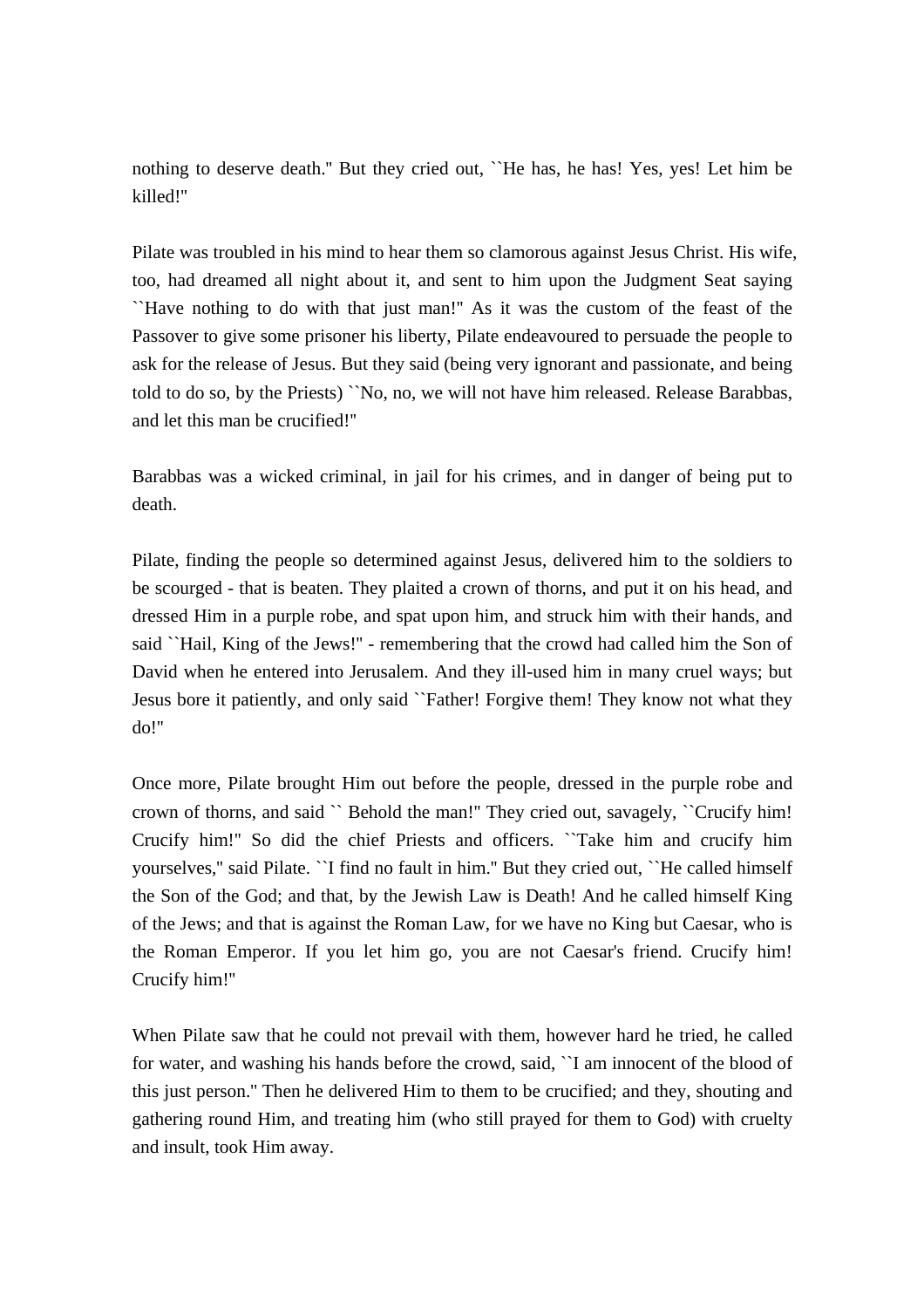nothing to deserve death.'' But they cried out, ``He has, he has! Yes, yes! Let him be killed!''

Pilate was troubled in his mind to hear them so clamorous against Jesus Christ. His wife, too, had dreamed all night about it, and sent to him upon the Judgment Seat saying ``Have nothing to do with that just man!'' As it was the custom of the feast of the Passover to give some prisoner his liberty, Pilate endeavoured to persuade the people to ask for the release of Jesus. But they said (being very ignorant and passionate, and being told to do so, by the Priests) ``No, no, we will not have him released. Release Barabbas, and let this man be crucified!''

Barabbas was a wicked criminal, in jail for his crimes, and in danger of being put to death.

Pilate, finding the people so determined against Jesus, delivered him to the soldiers to be scourged - that is beaten. They plaited a crown of thorns, and put it on his head, and dressed Him in a purple robe, and spat upon him, and struck him with their hands, and said ``Hail, King of the Jews!'' - remembering that the crowd had called him the Son of David when he entered into Jerusalem. And they ill-used him in many cruel ways; but Jesus bore it patiently, and only said ``Father! Forgive them! They know not what they do!''

Once more, Pilate brought Him out before the people, dressed in the purple robe and crown of thorns, and said `` Behold the man!'' They cried out, savagely, ``Crucify him! Crucify him!'' So did the chief Priests and officers. ``Take him and crucify him yourselves,'' said Pilate. ``I find no fault in him.'' But they cried out, ``He called himself the Son of the God; and that, by the Jewish Law is Death! And he called himself King of the Jews; and that is against the Roman Law, for we have no King but Caesar, who is the Roman Emperor. If you let him go, you are not Caesar's friend. Crucify him! Crucify him!''

When Pilate saw that he could not prevail with them, however hard he tried, he called for water, and washing his hands before the crowd, said, ``I am innocent of the blood of this just person.'' Then he delivered Him to them to be crucified; and they, shouting and gathering round Him, and treating him (who still prayed for them to God) with cruelty and insult, took Him away.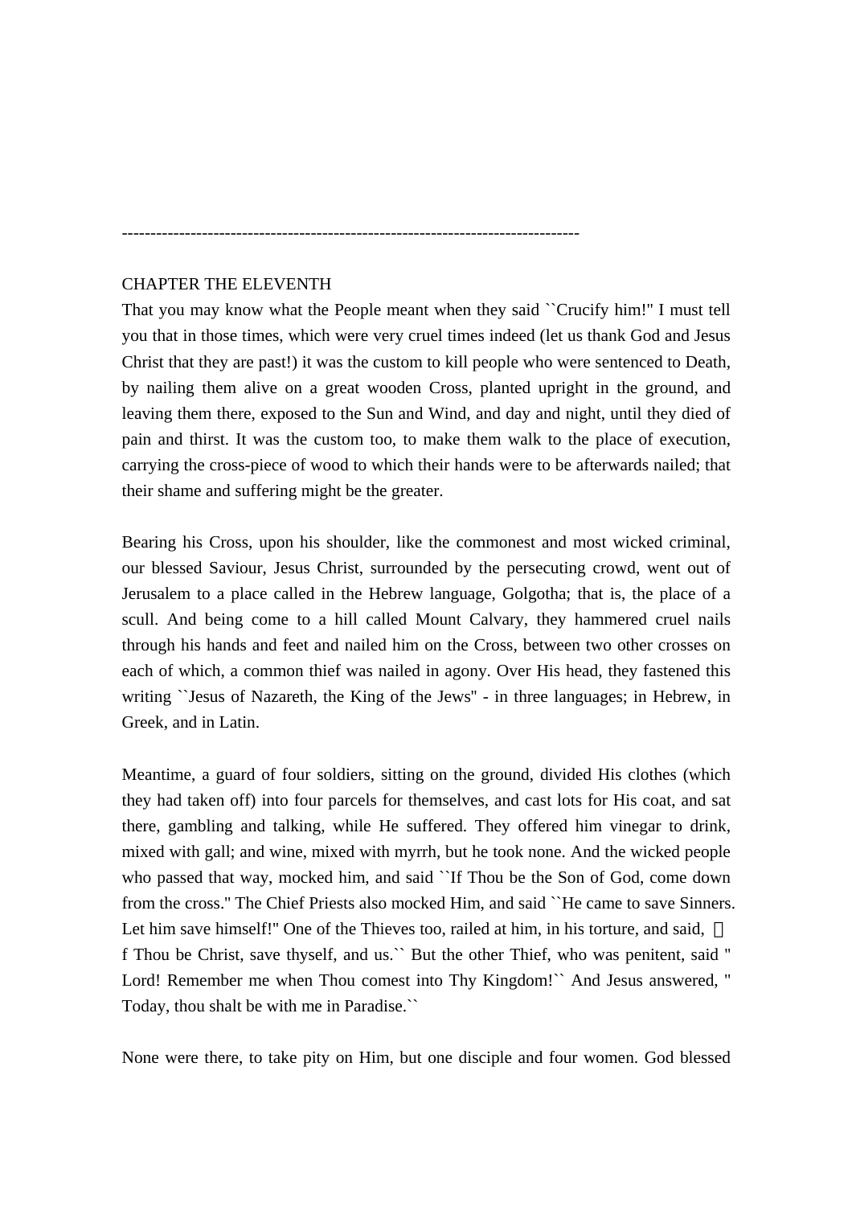--------------------------------------------------------------------------------

CHAPTER THE ELEVENTH

That you may know what the People meant when they said ``Crucify him!'' I must tell you that in those times, which were very cruel times indeed (let us thank God and Jesus Christ that they are past!) it was the custom to kill people who were sentenced to Death, by nailing them alive on a great wooden Cross, planted upright in the ground, and leaving them there, exposed to the Sun and Wind, and day and night, until they died of pain and thirst. It was the custom too, to make them walk to the place of execution, carrying the cross-piece of wood to which their hands were to be afterwards nailed; that their shame and suffering might be the greater.

Bearing his Cross, upon his shoulder, like the commonest and most wicked criminal, our blessed Saviour, Jesus Christ, surrounded by the persecuting crowd, went out of Jerusalem to a place called in the Hebrew language, Golgotha; that is, the place of a scull. And being come to a hill called Mount Calvary, they hammered cruel nails through his hands and feet and nailed him on the Cross, between two other crosses on each of which, a common thief was nailed in agony. Over His head, they fastened this writing ``Jesus of Nazareth, the King of the Jews'' - in three languages; in Hebrew, in Greek, and in Latin.

Meantime, a guard of four soldiers, sitting on the ground, divided His clothes (which they had taken off) into four parcels for themselves, and cast lots for His coat, and sat there, gambling and talking, while He suffered. They offered him vinegar to drink, mixed with gall; and wine, mixed with myrrh, but he took none. And the wicked people who passed that way, mocked him, and said ``If Thou be the Son of God, come down from the cross.'' The Chief Priests also mocked Him, and said ``He came to save Sinners. Let him save himself!'' One of the Thieves too, railed at him, in his torture, and said, ``If Thou be Christ, save thyself, and us.`` But the other Thief, who was penitent, said ''Lord! Remember me when Thou comest into Thy Kingdom!`` And Jesus answered, ''Today, thou shalt be with me in Paradise.``

None were there, to take pity on Him, but one disciple and four women. God blessed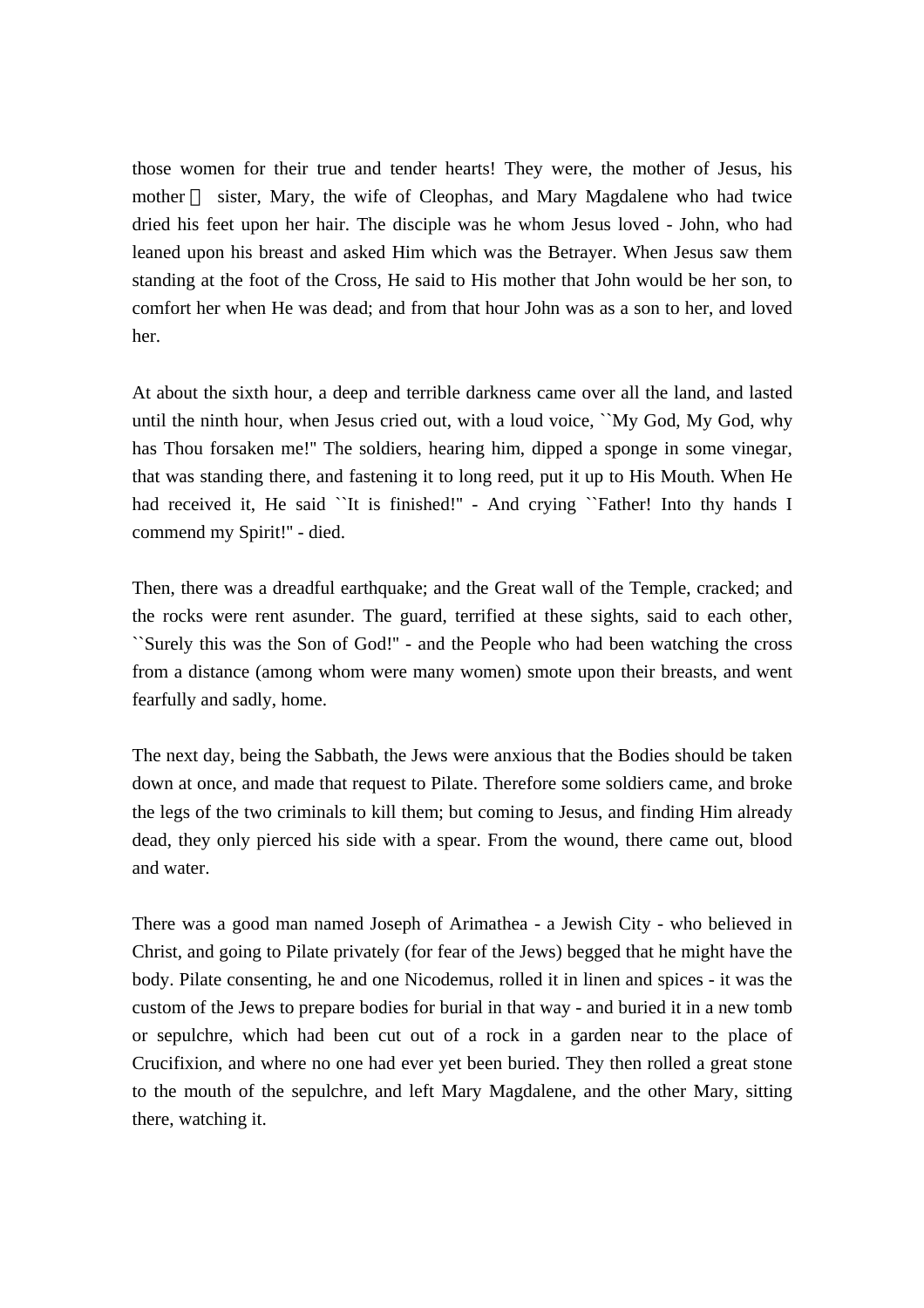those women for their true and tender hearts! They were, the mother of Jesus, his mother  sister, Mary, the wife of Cleophas, and Mary Magdalene who had twice dried his feet upon her hair. The disciple was he whom Jesus loved - John, who had leaned upon his breast and asked Him which was the Betrayer. When Jesus saw them standing at the foot of the Cross, He said to His mother that John would be her son, to comfort her when He was dead; and from that hour John was as a son to her, and loved her.

At about the sixth hour, a deep and terrible darkness came over all the land, and lasted until the ninth hour, when Jesus cried out, with a loud voice, ``My God, My God, why has Thou forsaken me!" The soldiers, hearing him, dipped a sponge in some vinegar, that was standing there, and fastening it to long reed, put it up to His Mouth. When He had received it, He said ``It is finished!" - And crying ``Father! Into thy hands I commend my Spirit!" - died.

Then, there was a dreadful earthquake; and the Great wall of the Temple, cracked; and the rocks were rent asunder. The guard, terrified at these sights, said to each other, ``Surely this was the Son of God!" - and the People who had been watching the cross from a distance (among whom were many women) smote upon their breasts, and went fearfully and sadly, home.

The next day, being the Sabbath, the Jews were anxious that the Bodies should be taken down at once, and made that request to Pilate. Therefore some soldiers came, and broke the legs of the two criminals to kill them; but coming to Jesus, and finding Him already dead, they only pierced his side with a spear. From the wound, there came out, blood and water.

There was a good man named Joseph of Arimathea - a Jewish City - who believed in Christ, and going to Pilate privately (for fear of the Jews) begged that he might have the body. Pilate consenting, he and one Nicodemus, rolled it in linen and spices - it was the custom of the Jews to prepare bodies for burial in that way - and buried it in a new tomb or sepulchre, which had been cut out of a rock in a garden near to the place of Crucifixion, and where no one had ever yet been buried. They then rolled a great stone to the mouth of the sepulchre, and left Mary Magdalene, and the other Mary, sitting there, watching it.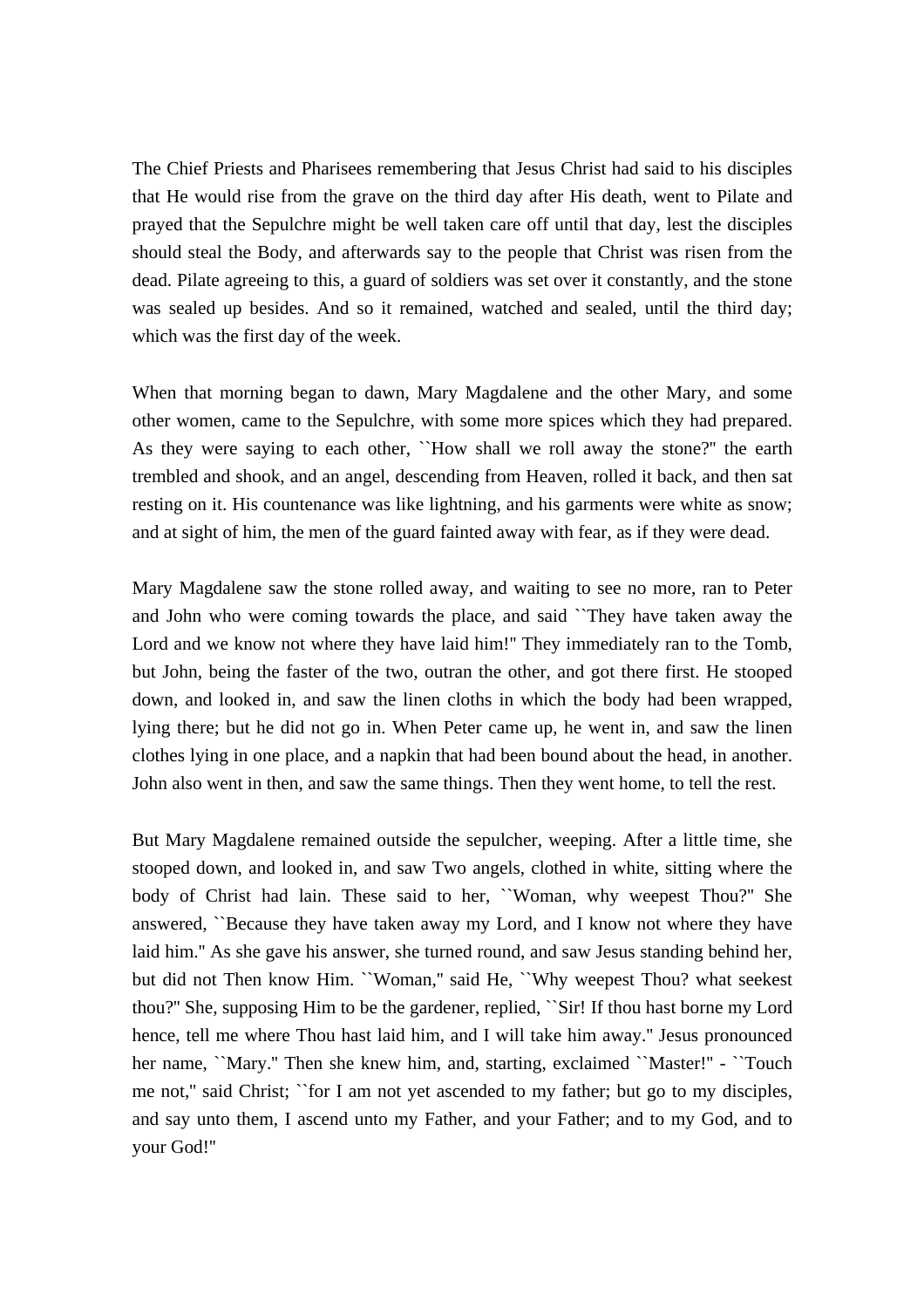The Chief Priests and Pharisees remembering that Jesus Christ had said to his disciples that He would rise from the grave on the third day after His death, went to Pilate and prayed that the Sepulchre might be well taken care off until that day, lest the disciples should steal the Body, and afterwards say to the people that Christ was risen from the dead. Pilate agreeing to this, a guard of soldiers was set over it constantly, and the stone was sealed up besides. And so it remained, watched and sealed, until the third day; which was the first day of the week.

When that morning began to dawn, Mary Magdalene and the other Mary, and some other women, came to the Sepulchre, with some more spices which they had prepared. As they were saying to each other, ``How shall we roll away the stone?'' the earth trembled and shook, and an angel, descending from Heaven, rolled it back, and then sat resting on it. His countenance was like lightning, and his garments were white as snow; and at sight of him, the men of the guard fainted away with fear, as if they were dead.

Mary Magdalene saw the stone rolled away, and waiting to see no more, ran to Peter and John who were coming towards the place, and said ``They have taken away the Lord and we know not where they have laid him!'' They immediately ran to the Tomb, but John, being the faster of the two, outran the other, and got there first. He stooped down, and looked in, and saw the linen cloths in which the body had been wrapped, lying there; but he did not go in. When Peter came up, he went in, and saw the linen clothes lying in one place, and a napkin that had been bound about the head, in another. John also went in then, and saw the same things. Then they went home, to tell the rest.

But Mary Magdalene remained outside the sepulcher, weeping. After a little time, she stooped down, and looked in, and saw Two angels, clothed in white, sitting where the body of Christ had lain. These said to her, ``Woman, why weepest Thou?'' She answered, ``Because they have taken away my Lord, and I know not where they have laid him.'' As she gave his answer, she turned round, and saw Jesus standing behind her, but did not Then know Him. ``Woman,'' said He, ``Why weepest Thou? what seekest thou?'' She, supposing Him to be the gardener, replied, ``Sir! If thou hast borne my Lord hence, tell me where Thou hast laid him, and I will take him away.'' Jesus pronounced her name, ``Mary.'' Then she knew him, and, starting, exclaimed ``Master!'' - ``Touch me not,'' said Christ; ``for I am not yet ascended to my father; but go to my disciples, and say unto them, I ascend unto my Father, and your Father; and to my God, and to your God!''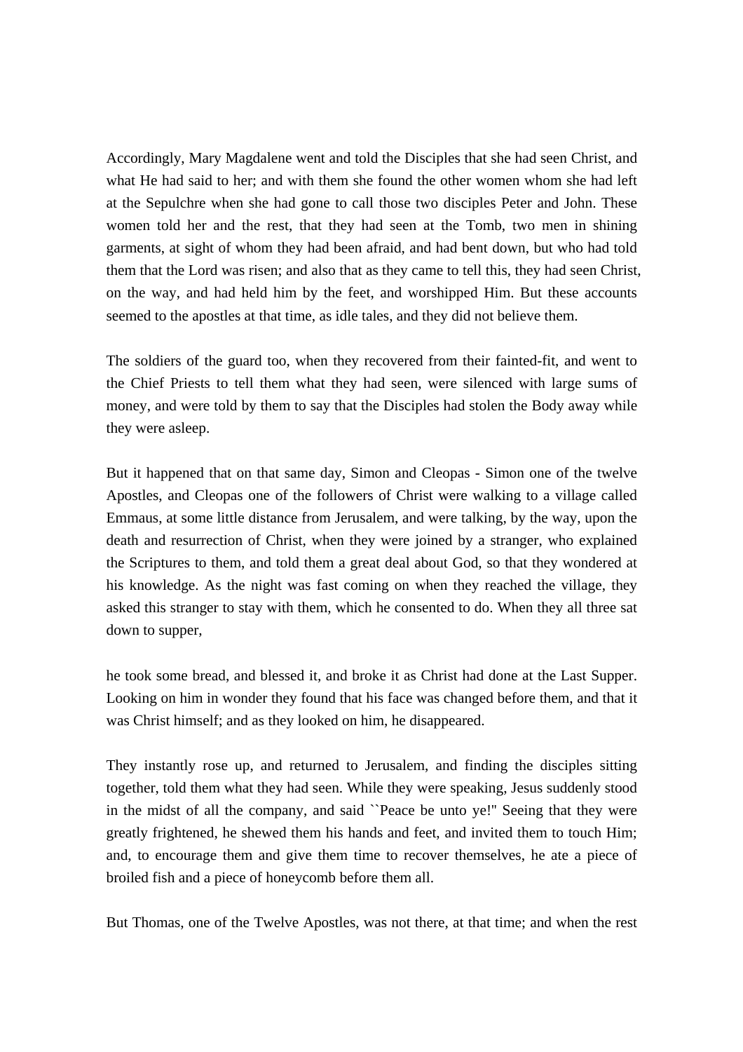Accordingly, Mary Magdalene went and told the Disciples that she had seen Christ, and what He had said to her; and with them she found the other women whom she had left at the Sepulchre when she had gone to call those two disciples Peter and John. These women told her and the rest, that they had seen at the Tomb, two men in shining garments, at sight of whom they had been afraid, and had bent down, but who had told them that the Lord was risen; and also that as they came to tell this, they had seen Christ, on the way, and had held him by the feet, and worshipped Him. But these accounts seemed to the apostles at that time, as idle tales, and they did not believe them.

The soldiers of the guard too, when they recovered from their fainted-fit, and went to the Chief Priests to tell them what they had seen, were silenced with large sums of money, and were told by them to say that the Disciples had stolen the Body away while they were asleep.

But it happened that on that same day, Simon and Cleopas - Simon one of the twelve Apostles, and Cleopas one of the followers of Christ were walking to a village called Emmaus, at some little distance from Jerusalem, and were talking, by the way, upon the death and resurrection of Christ, when they were joined by a stranger, who explained the Scriptures to them, and told them a great deal about God, so that they wondered at his knowledge. As the night was fast coming on when they reached the village, they asked this stranger to stay with them, which he consented to do. When they all three sat down to supper,

he took some bread, and blessed it, and broke it as Christ had done at the Last Supper. Looking on him in wonder they found that his face was changed before them, and that it was Christ himself; and as they looked on him, he disappeared.

They instantly rose up, and returned to Jerusalem, and finding the disciples sitting together, told them what they had seen. While they were speaking, Jesus suddenly stood in the midst of all the company, and said ``Peace be unto ye!'' Seeing that they were greatly frightened, he shewed them his hands and feet, and invited them to touch Him; and, to encourage them and give them time to recover themselves, he ate a piece of broiled fish and a piece of honeycomb before them all.

But Thomas, one of the Twelve Apostles, was not there, at that time; and when the rest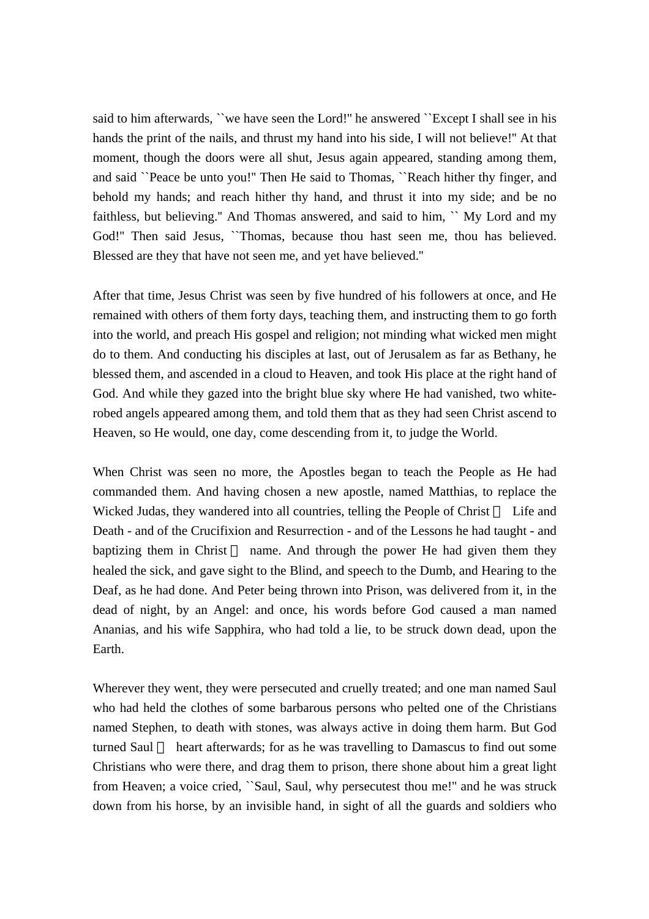said to him afterwards, ``we have seen the Lord!" he answered ``Except I shall see in his hands the print of the nails, and thrust my hand into his side, I will not believe!" At that moment, though the doors were all shut, Jesus again appeared, standing among them, and said ``Peace be unto you!" Then He said to Thomas, ``Reach hither thy finger, and behold my hands; and reach hither thy hand, and thrust it into my side; and be no faithless, but believing." And Thomas answered, and said to him, `` My Lord and my God!" Then said Jesus, ``Thomas, because thou hast seen me, thou has believed. Blessed are they that have not seen me, and yet have believed."

After that time, Jesus Christ was seen by five hundred of his followers at once, and He remained with others of them forty days, teaching them, and instructing them to go forth into the world, and preach His gospel and religion; not minding what wicked men might do to them. And conducting his disciples at last, out of Jerusalem as far as Bethany, he blessed them, and ascended in a cloud to Heaven, and took His place at the right hand of God. And while they gazed into the bright blue sky where He had vanished, two white-robed angels appeared among them, and told them that as they had seen Christ ascend to Heaven, so He would, one day, come descending from it, to judge the World.

When Christ was seen no more, the Apostles began to teach the People as He had commanded them. And having chosen a new apostle, named Matthias, to replace the Wicked Judas, they wandered into all countries, telling the People of Christ Life and Death - and of the Crucifixion and Resurrection - and of the Lessons he had taught - and baptizing them in Christ name. And through the power He had given them they healed the sick, and gave sight to the Blind, and speech to the Dumb, and Hearing to the Deaf, as he had done. And Peter being thrown into Prison, was delivered from it, in the dead of night, by an Angel: and once, his words before God caused a man named Ananias, and his wife Sapphira, who had told a lie, to be struck down dead, upon the Earth.

Wherever they went, they were persecuted and cruelly treated; and one man named Saul who had held the clothes of some barbarous persons who pelted one of the Christians named Stephen, to death with stones, was always active in doing them harm. But God turned Saul heart afterwards; for as he was travelling to Damascus to find out some Christians who were there, and drag them to prison, there shone about him a great light from Heaven; a voice cried, ``Saul, Saul, why persecutest thou me!" and he was struck down from his horse, by an invisible hand, in sight of all the guards and soldiers who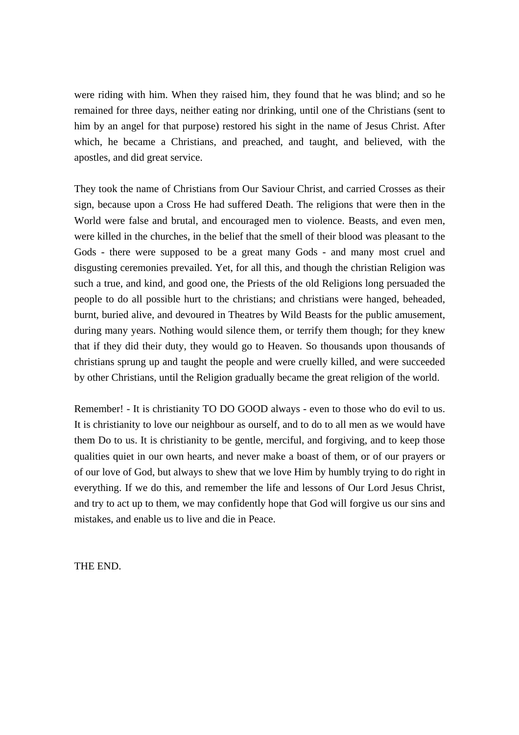were riding with him. When they raised him, they found that he was blind; and so he remained for three days, neither eating nor drinking, until one of the Christians (sent to him by an angel for that purpose) restored his sight in the name of Jesus Christ. After which, he became a Christians, and preached, and taught, and believed, with the apostles, and did great service.

They took the name of Christians from Our Saviour Christ, and carried Crosses as their sign, because upon a Cross He had suffered Death. The religions that were then in the World were false and brutal, and encouraged men to violence. Beasts, and even men, were killed in the churches, in the belief that the smell of their blood was pleasant to the Gods - there were supposed to be a great many Gods - and many most cruel and disgusting ceremonies prevailed. Yet, for all this, and though the christian Religion was such a true, and kind, and good one, the Priests of the old Religions long persuaded the people to do all possible hurt to the christians; and christians were hanged, beheaded, burnt, buried alive, and devoured in Theatres by Wild Beasts for the public amusement, during many years. Nothing would silence them, or terrify them though; for they knew that if they did their duty, they would go to Heaven. So thousands upon thousands of christians sprung up and taught the people and were cruelly killed, and were succeeded by other Christians, until the Religion gradually became the great religion of the world.

Remember! - It is christianity TO DO GOOD always - even to those who do evil to us. It is christianity to love our neighbour as ourself, and to do to all men as we would have them Do to us. It is christianity to be gentle, merciful, and forgiving, and to keep those qualities quiet in our own hearts, and never make a boast of them, or of our prayers or of our love of God, but always to shew that we love Him by humbly trying to do right in everything. If we do this, and remember the life and lessons of Our Lord Jesus Christ, and try to act up to them, we may confidently hope that God will forgive us our sins and mistakes, and enable us to live and die in Peace.

THE END.